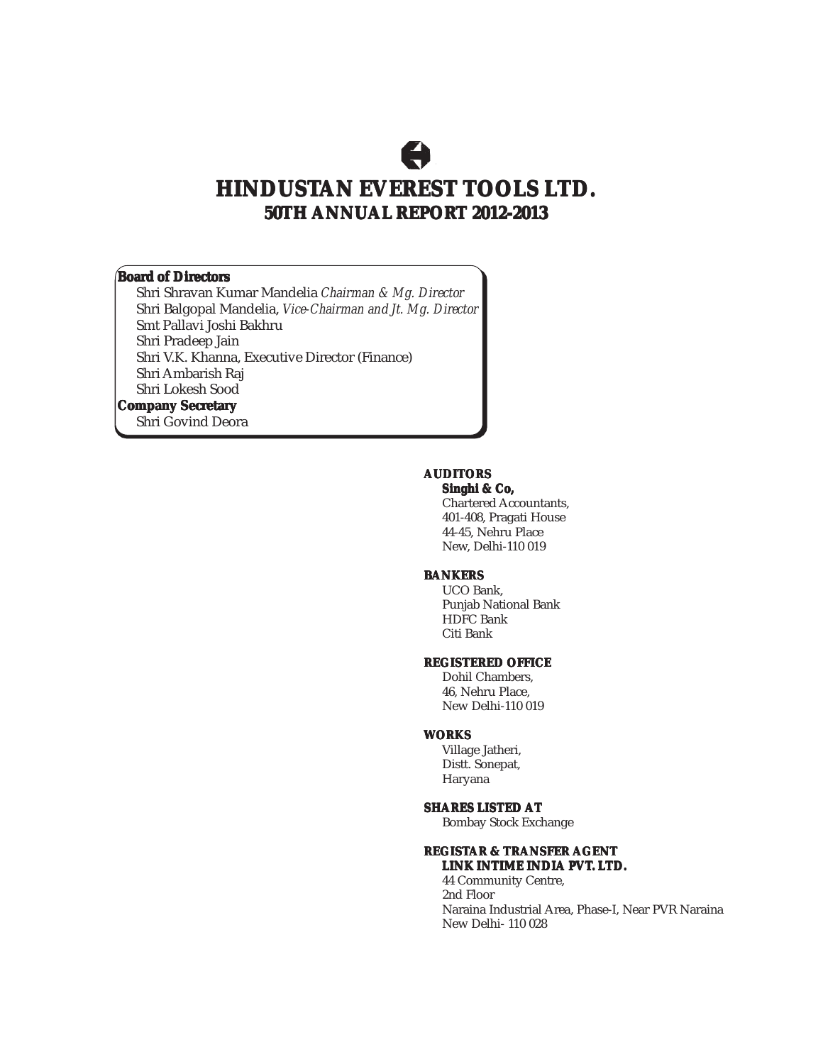# HINDUSTAN EVEREST TOOLS LTD.

## 50TH ANNUAL REPORT 2012-2013

**Board of Directors**

Shri Shravan Kumar Mandelia *Chairman & Mg. Director*
Shri Balgopal Mandelia, *Vice-Chairman and Jt. Mg. Director*
Smt Pallavi Joshi Bakhru
Shri Pradeep Jain
Shri V.K. Khanna, Executive Director (Finance)
Shri Ambarish Raj
Shri Lokesh Sood

**Company Secretary**

Shri Govind Deora

**AUDITORS**

**Singhi & Co,**
Chartered Accountants,
401-408, Pragati House
44-45, Nehru Place
New, Delhi-110 019

**BANKERS**

UCO Bank,
Punjab National Bank
HDFC Bank
Citi Bank

**REGISTERED OFFICE**

Dohil Chambers,
46, Nehru Place,
New Delhi-110 019

**WORKS**

Village Jatheri,
Distt. Sonepat,
Haryana

**SHARES LISTED AT**

Bombay Stock Exchange

**REGISTAR & TRANSFER AGENT**

**LINK INTIME INDIA PVT. LTD.**
44 Community Centre,
2nd Floor
Naraina Industrial Area, Phase-I, Near PVR Naraina
New Delhi- 110 028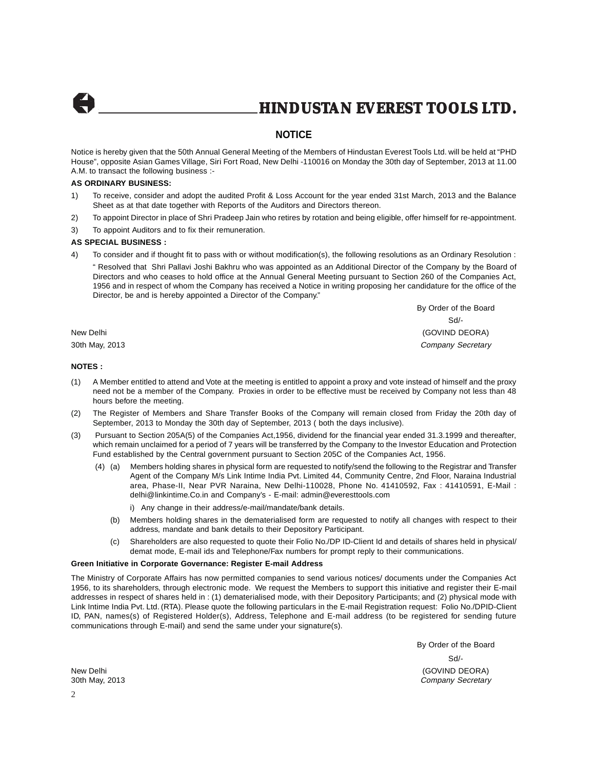# HINDUSTAN EVEREST TOOLS LTD.

## NOTICE

Notice is hereby given that the 50th Annual General Meeting of the Members of Hindustan Everest Tools Ltd. will be held at "PHD House", opposite Asian Games Village, Siri Fort Road, New Delhi -110016 on Monday the 30th day of September, 2013 at 11.00 A.M. to transact the following business :-

**AS ORDINARY BUSINESS:**

1) To receive, consider and adopt the audited Profit & Loss Account for the year ended 31st March, 2013 and the Balance Sheet as at that date together with Reports of the Auditors and Directors thereon.
2) To appoint Director in place of Shri Pradeep Jain who retires by rotation and being eligible, offer himself for re-appointment.
3) To appoint Auditors and to fix their remuneration.

**AS SPECIAL BUSINESS :**

4) To consider and if thought fit to pass with or without modification(s), the following resolutions as an Ordinary Resolution :

   " Resolved that Shri Pallavi Joshi Bakhru who was appointed as an Additional Director of the Company by the Board of Directors and who ceases to hold office at the Annual General Meeting pursuant to Section 260 of the Companies Act, 1956 and in respect of whom the Company has received a Notice in writing proposing her candidature for the office of the Director, be and is hereby appointed a Director of the Company."

By Order of the Board
Sd/-
(GOVIND DEORA)
*Company Secretary*

New Delhi
30th May, 2013

**NOTES :**

(1) A Member entitled to attend and Vote at the meeting is entitled to appoint a proxy and vote instead of himself and the proxy need not be a member of the Company. Proxies in order to be effective must be received by Company not less than 48 hours before the meeting.

(2) The Register of Members and Share Transfer Books of the Company will remain closed from Friday the 20th day of September, 2013 to Monday the 30th day of September, 2013 ( both the days inclusive).

(3) Pursuant to Section 205A(5) of the Companies Act,1956, dividend for the financial year ended 31.3.1999 and thereafter, which remain unclaimed for a period of 7 years will be transferred by the Company to the Investor Education and Protection Fund established by the Central government pursuant to Section 205C of the Companies Act, 1956.

(4) (a) Members holding shares in physical form are requested to notify/send the following to the Registrar and Transfer Agent of the Company M/s Link Intime India Pvt. Limited 44, Community Centre, 2nd Floor, Naraina Industrial area, Phase-II, Near PVR Naraina, New Delhi-110028, Phone No. 41410592, Fax : 41410591, E-Mail : delhi@linkintime.Co.in and Company's - E-mail: admin@everesttools.com

   i) Any change in their address/e-mail/mandate/bank details.

   (b) Members holding shares in the dematerialised form are requested to notify all changes with respect to their address, mandate and bank details to their Depository Participant.

   (c) Shareholders are also requested to quote their Folio No./DP ID-Client Id and details of shares held in physical/ demat mode, E-mail ids and Telephone/Fax numbers for prompt reply to their communications.

**Green Initiative in Corporate Governance: Register E-mail Address**

The Ministry of Corporate Affairs has now permitted companies to send various notices/ documents under the Companies Act 1956, to its shareholders, through electronic mode. We request the Members to support this initiative and register their E-mail addresses in respect of shares held in : (1) dematerialised mode, with their Depository Participants; and (2) physical mode with Link Intime India Pvt. Ltd. (RTA). Please quote the following particulars in the E-mail Registration request: Folio No./DPID-Client ID, PAN, names(s) of Registered Holder(s), Address, Telephone and E-mail address (to be registered for sending future communications through E-mail) and send the same under your signature(s).

By Order of the Board
Sd/-
(GOVIND DEORA)
*Company Secretary*

New Delhi
30th May, 2013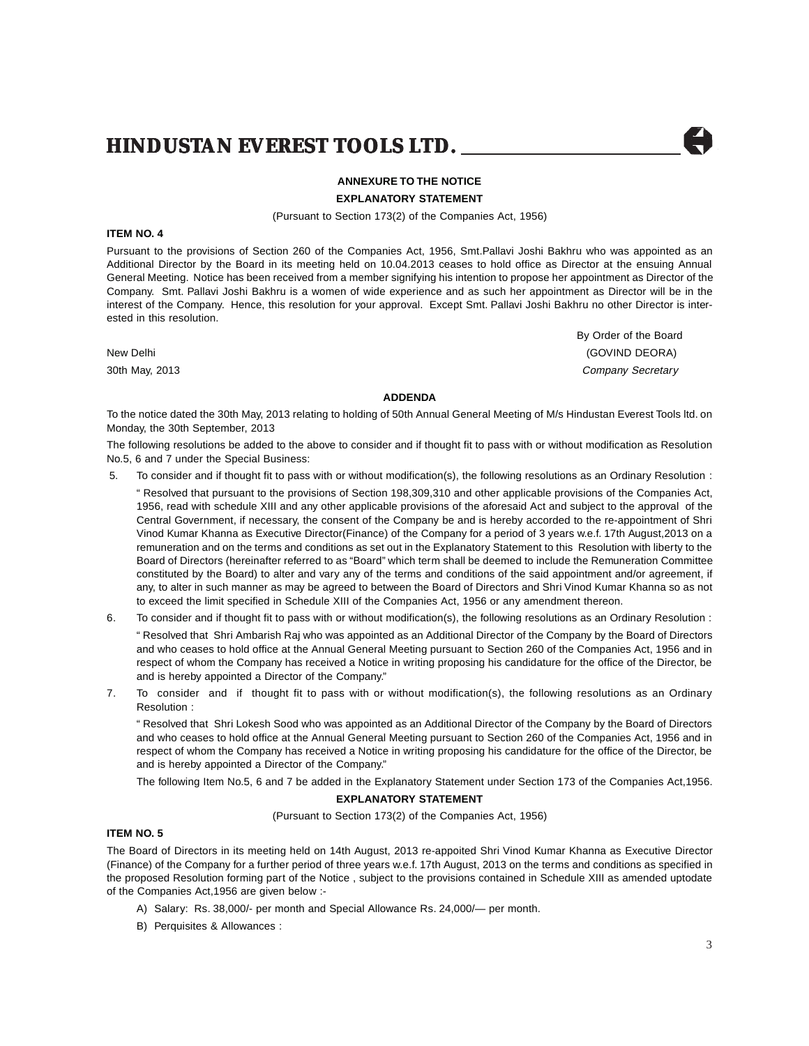## ANNEXURE TO THE NOTICE

## EXPLANATORY STATEMENT

(Pursuant to Section 173(2) of the Companies Act, 1956)

**ITEM NO. 4**

Pursuant to the provisions of Section 260 of the Companies Act, 1956, Smt.Pallavi Joshi Bakhru who was appointed as an Additional Director by the Board in its meeting held on 10.04.2013 ceases to hold office as Director at the ensuing Annual General Meeting. Notice has been received from a member signifying his intention to propose her appointment as Director of the Company. Smt. Pallavi Joshi Bakhru is a women of wide experience and as such her appointment as Director will be in the interest of the Company. Hence, this resolution for your approval. Except Smt. Pallavi Joshi Bakhru no other Director is interested in this resolution.

By Order of the Board

New Delhi (GOVIND DEORA)

30th May, 2013 *Company Secretary*

## ADDENDA

To the notice dated the 30th May, 2013 relating to holding of 50th Annual General Meeting of M/s Hindustan Everest Tools ltd. on Monday, the 30th September, 2013

The following resolutions be added to the above to consider and if thought fit to pass with or without modification as Resolution No.5, 6 and 7 under the Special Business:

5. To consider and if thought fit to pass with or without modification(s), the following resolutions as an Ordinary Resolution :

   " Resolved that pursuant to the provisions of Section 198,309,310 and other applicable provisions of the Companies Act, 1956, read with schedule XIII and any other applicable provisions of the aforesaid Act and subject to the approval of the Central Government, if necessary, the consent of the Company be and is hereby accorded to the re-appointment of Shri Vinod Kumar Khanna as Executive Director(Finance) of the Company for a period of 3 years w.e.f. 17th August,2013 on a remuneration and on the terms and conditions as set out in the Explanatory Statement to this Resolution with liberty to the Board of Directors (hereinafter referred to as "Board" which term shall be deemed to include the Remuneration Committee constituted by the Board) to alter and vary any of the terms and conditions of the said appointment and/or agreement, if any, to alter in such manner as may be agreed to between the Board of Directors and Shri Vinod Kumar Khanna so as not to exceed the limit specified in Schedule XIII of the Companies Act, 1956 or any amendment thereon.

6. To consider and if thought fit to pass with or without modification(s), the following resolutions as an Ordinary Resolution :

   " Resolved that Shri Ambarish Raj who was appointed as an Additional Director of the Company by the Board of Directors and who ceases to hold office at the Annual General Meeting pursuant to Section 260 of the Companies Act, 1956 and in respect of whom the Company has received a Notice in writing proposing his candidature for the office of the Director, be and is hereby appointed a Director of the Company."

7. To consider and if thought fit to pass with or without modification(s), the following resolutions as an Ordinary Resolution :

   " Resolved that Shri Lokesh Sood who was appointed as an Additional Director of the Company by the Board of Directors and who ceases to hold office at the Annual General Meeting pursuant to Section 260 of the Companies Act, 1956 and in respect of whom the Company has received a Notice in writing proposing his candidature for the office of the Director, be and is hereby appointed a Director of the Company."

   The following Item No.5, 6 and 7 be added in the Explanatory Statement under Section 173 of the Companies Act,1956.

## EXPLANATORY STATEMENT

(Pursuant to Section 173(2) of the Companies Act, 1956)

**ITEM NO. 5**

The Board of Directors in its meeting held on 14th August, 2013 re-appoited Shri Vinod Kumar Khanna as Executive Director (Finance) of the Company for a further period of three years w.e.f. 17th August, 2013 on the terms and conditions as specified in the proposed Resolution forming part of the Notice , subject to the provisions contained in Schedule XIII as amended uptodate of the Companies Act,1956 are given below :-

A) Salary: Rs. 38,000/- per month and Special Allowance Rs. 24,000/— per month.

B) Perquisites & Allowances :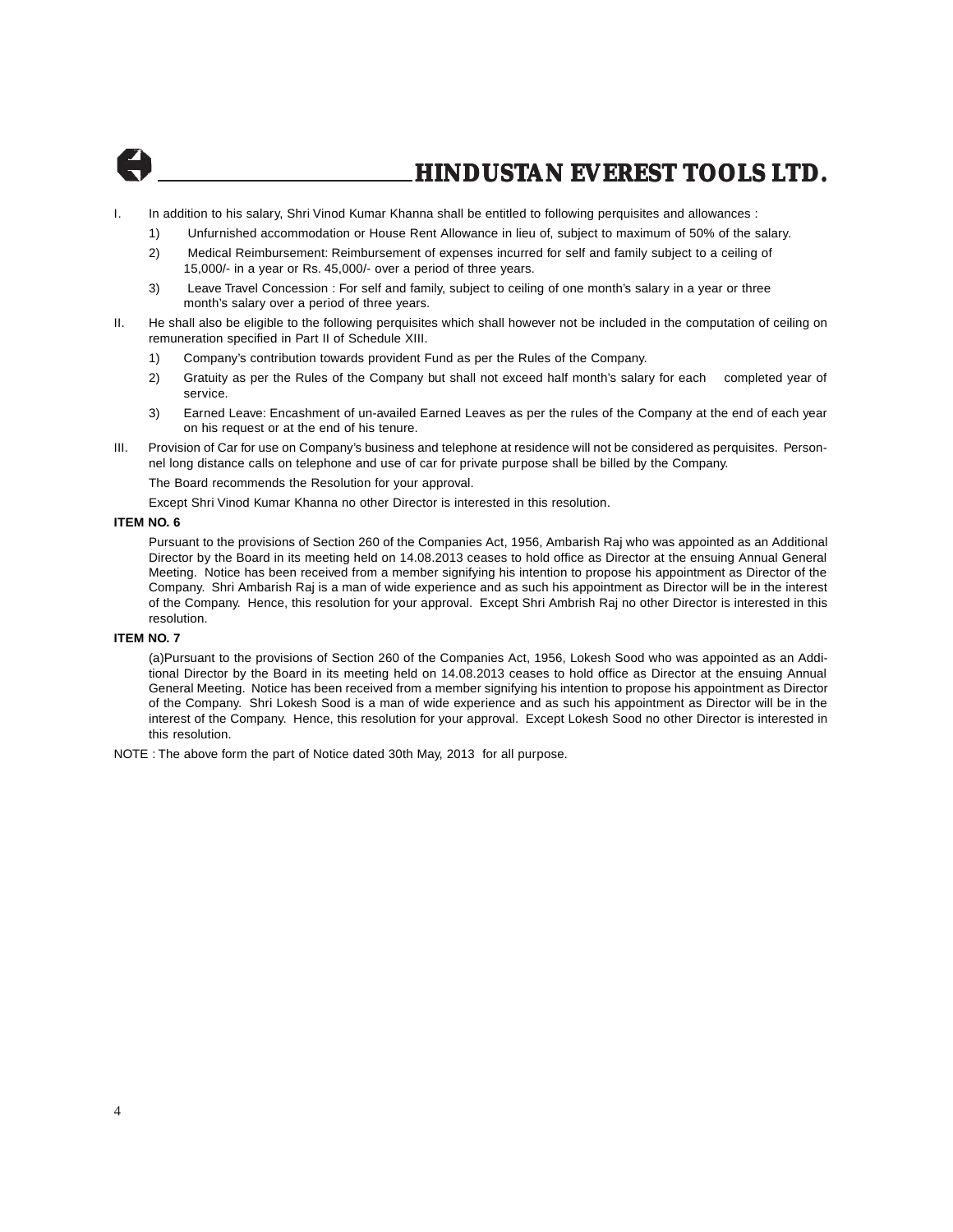I. In addition to his salary, Shri Vinod Kumar Khanna shall be entitled to following perquisites and allowances :

   1) Unfurnished accommodation or House Rent Allowance in lieu of, subject to maximum of 50% of the salary.

   2) Medical Reimbursement: Reimbursement of expenses incurred for self and family subject to a ceiling of 15,000/- in a year or Rs. 45,000/- over a period of three years.

   3) Leave Travel Concession : For self and family, subject to ceiling of one month's salary in a year or three month's salary over a period of three years.

II. He shall also be eligible to the following perquisites which shall however not be included in the computation of ceiling on remuneration specified in Part II of Schedule XIII.

   1) Company's contribution towards provident Fund as per the Rules of the Company.

   2) Gratuity as per the Rules of the Company but shall not exceed half month's salary for each completed year of service.

   3) Earned Leave: Encashment of un-availed Earned Leaves as per the rules of the Company at the end of each year on his request or at the end of his tenure.

III. Provision of Car for use on Company's business and telephone at residence will not be considered as perquisites. Personnel long distance calls on telephone and use of car for private purpose shall be billed by the Company.

The Board recommends the Resolution for your approval.

Except Shri Vinod Kumar Khanna no other Director is interested in this resolution.

**ITEM NO. 6**

Pursuant to the provisions of Section 260 of the Companies Act, 1956, Ambarish Raj who was appointed as an Additional Director by the Board in its meeting held on 14.08.2013 ceases to hold office as Director at the ensuing Annual General Meeting. Notice has been received from a member signifying his intention to propose his appointment as Director of the Company. Shri Ambarish Raj is a man of wide experience and as such his appointment as Director will be in the interest of the Company. Hence, this resolution for your approval. Except Shri Ambrish Raj no other Director is interested in this resolution.

**ITEM NO. 7**

(a)Pursuant to the provisions of Section 260 of the Companies Act, 1956, Lokesh Sood who was appointed as an Additional Director by the Board in its meeting held on 14.08.2013 ceases to hold office as Director at the ensuing Annual General Meeting. Notice has been received from a member signifying his intention to propose his appointment as Director of the Company. Shri Lokesh Sood is a man of wide experience and as such his appointment as Director will be in the interest of the Company. Hence, this resolution for your approval. Except Lokesh Sood no other Director is interested in this resolution.

NOTE : The above form the part of Notice dated 30th May, 2013 for all purpose.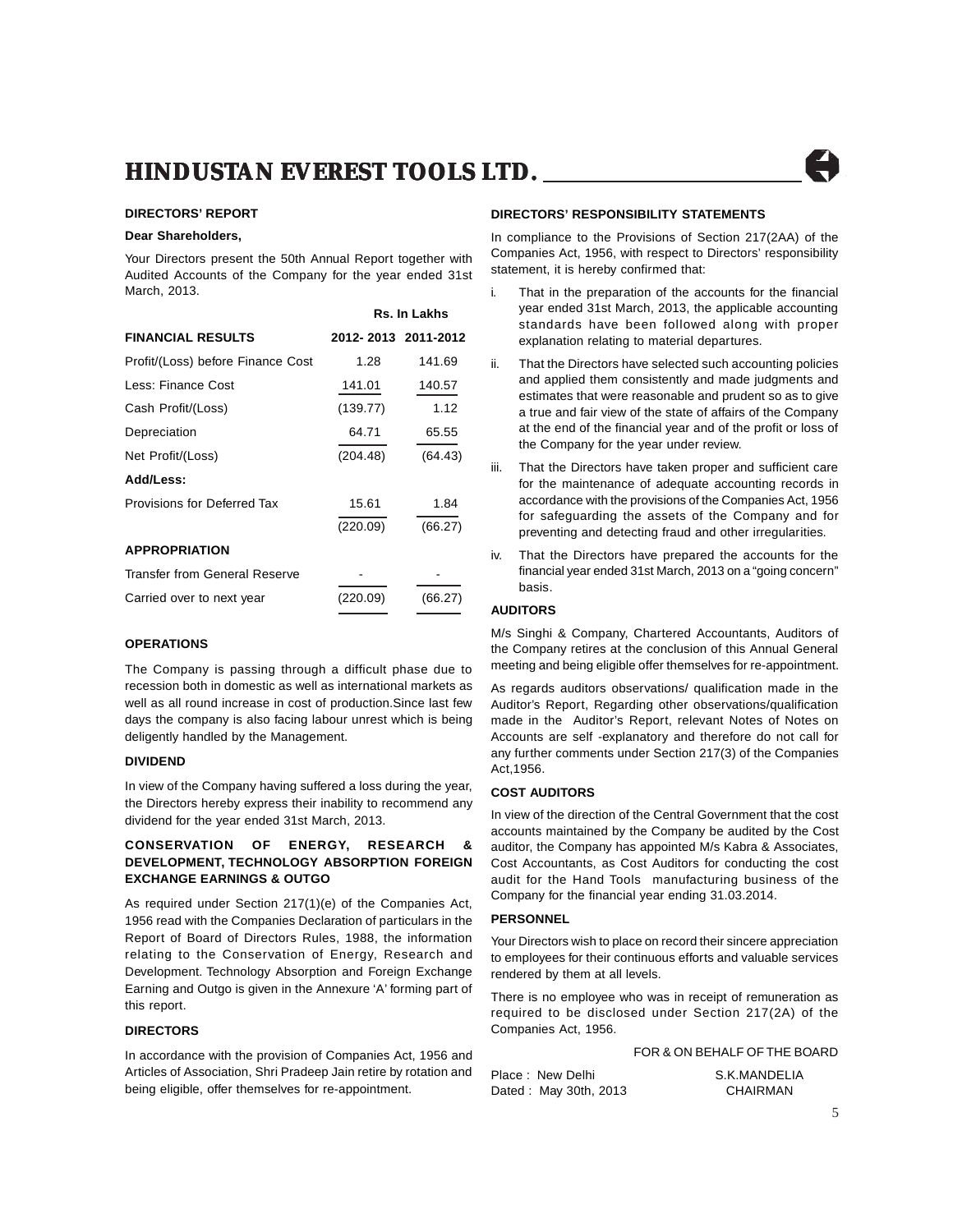# HINDUSTAN EVEREST TOOLS LTD.

## DIRECTORS' REPORT

**Dear Shareholders,**

Your Directors present the 50th Annual Report together with Audited Accounts of the Company for the year ended 31st March, 2013.

| | Rs. In Lakhs | |
|---|---|---|
| **FINANCIAL RESULTS** | **2012- 2013** | **2011-2012** |
| Profit/(Loss) before Finance Cost | 1.28 | 141.69 |
| Less: Finance Cost | 141.01 | 140.57 |
| Cash Profit/(Loss) | (139.77) | 1.12 |
| Depreciation | 64.71 | 65.55 |
| Net Profit/(Loss) | (204.48) | (64.43) |
| **Add/Less:** | | |
| Provisions for Deferred Tax | 15.61 | 1.84 |
| | (220.09) | (66.27) |
| **APPROPRIATION** | | |
| Transfer from General Reserve | - | - |
| Carried over to next year | (220.09) | (66.27) |

### OPERATIONS

The Company is passing through a difficult phase due to recession both in domestic as well as international markets as well as all round increase in cost of production.Since last few days the company is also facing labour unrest which is being deligently handled by the Management.

### DIVIDEND

In view of the Company having suffered a loss during the year, the Directors hereby express their inability to recommend any dividend for the year ended 31st March, 2013.

### CONSERVATION OF ENERGY, RESEARCH & DEVELOPMENT, TECHNOLOGY ABSORPTION FOREIGN EXCHANGE EARNINGS & OUTGO

As required under Section 217(1)(e) of the Companies Act, 1956 read with the Companies Declaration of particulars in the Report of Board of Directors Rules, 1988, the information relating to the Conservation of Energy, Research and Development. Technology Absorption and Foreign Exchange Earning and Outgo is given in the Annexure 'A' forming part of this report.

### DIRECTORS

In accordance with the provision of Companies Act, 1956 and Articles of Association, Shri Pradeep Jain retire by rotation and being eligible, offer themselves for re-appointment.

### DIRECTORS' RESPONSIBILITY STATEMENTS

In compliance to the Provisions of Section 217(2AA) of the Companies Act, 1956, with respect to Directors' responsibility statement, it is hereby confirmed that:

i. That in the preparation of the accounts for the financial year ended 31st March, 2013, the applicable accounting standards have been followed along with proper explanation relating to material departures.

ii. That the Directors have selected such accounting policies and applied them consistently and made judgments and estimates that were reasonable and prudent so as to give a true and fair view of the state of affairs of the Company at the end of the financial year and of the profit or loss of the Company for the year under review.

iii. That the Directors have taken proper and sufficient care for the maintenance of adequate accounting records in accordance with the provisions of the Companies Act, 1956 for safeguarding the assets of the Company and for preventing and detecting fraud and other irregularities.

iv. That the Directors have prepared the accounts for the financial year ended 31st March, 2013 on a "going concern" basis.

### AUDITORS

M/s Singhi & Company, Chartered Accountants, Auditors of the Company retires at the conclusion of this Annual General meeting and being eligible offer themselves for re-appointment.

As regards auditors observations/ qualification made in the Auditor's Report, Regarding other observations/qualification made in the Auditor's Report, relevant Notes of Notes on Accounts are self -explanatory and therefore do not call for any further comments under Section 217(3) of the Companies Act,1956.

### COST AUDITORS

In view of the direction of the Central Government that the cost accounts maintained by the Company be audited by the Cost auditor, the Company has appointed M/s Kabra & Associates, Cost Accountants, as Cost Auditors for conducting the cost audit for the Hand Tools manufacturing business of the Company for the financial year ending 31.03.2014.

### PERSONNEL

Your Directors wish to place on record their sincere appreciation to employees for their continuous efforts and valuable services rendered by them at all levels.

There is no employee who was in receipt of remuneration as required to be disclosed under Section 217(2A) of the Companies Act, 1956.

FOR & ON BEHALF OF THE BOARD

Place : New Delhi
Dated : May 30th, 2013

S.K.MANDELIA
CHAIRMAN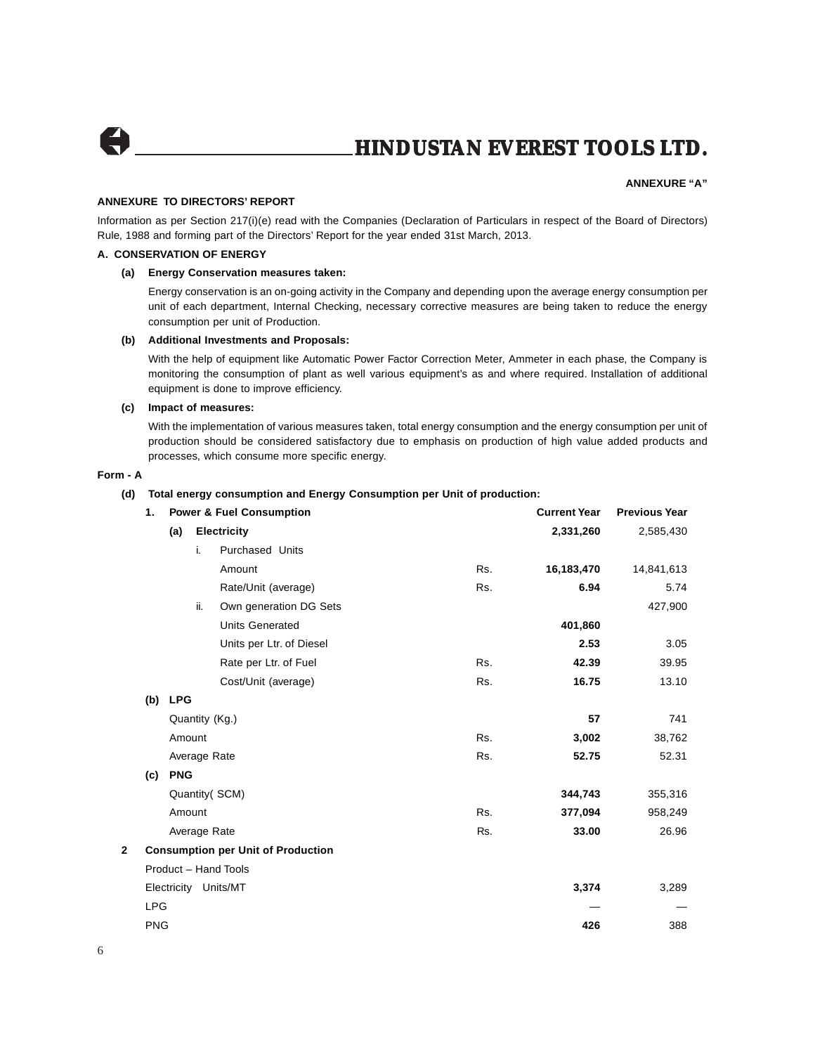ANNEXURE "A"

**ANNEXURE TO DIRECTORS' REPORT**

Information as per Section 217(i)(e) read with the Companies (Declaration of Particulars in respect of the Board of Directors) Rule, 1988 and forming part of the Directors' Report for the year ended 31st March, 2013.

**A. CONSERVATION OF ENERGY**

**(a) Energy Conservation measures taken:**

Energy conservation is an on-going activity in the Company and depending upon the average energy consumption per unit of each department, Internal Checking, necessary corrective measures are being taken to reduce the energy consumption per unit of Production.

**(b) Additional Investments and Proposals:**

With the help of equipment like Automatic Power Factor Correction Meter, Ammeter in each phase, the Company is monitoring the consumption of plant as well various equipment's as and where required. Installation of additional equipment is done to improve efficiency.

**(c) Impact of measures:**

With the implementation of various measures taken, total energy consumption and the energy consumption per unit of production should be considered satisfactory due to emphasis on production of high value added products and processes, which consume more specific energy.

**Form - A**

**(d) Total energy consumption and Energy Consumption per Unit of production:**

| | | Current Year | Previous Year |
|---|---|---|---|
| **1. Power & Fuel Consumption** | | | |
| **(a) Electricity** | | **2,331,260** | 2,585,430 |
| i. Purchased Units | | | |
| Amount | Rs. | **16,183,470** | 14,841,613 |
| Rate/Unit (average) | Rs. | **6.94** | 5.74 |
| ii. Own generation DG Sets | | | 427,900 |
| Units Generated | | **401,860** | |
| Units per Ltr. of Diesel | | **2.53** | 3.05 |
| Rate per Ltr. of Fuel | Rs. | **42.39** | 39.95 |
| Cost/Unit (average) | Rs. | **16.75** | 13.10 |
| **(b) LPG** | | | |
| Quantity (Kg.) | | **57** | 741 |
| Amount | Rs. | **3,002** | 38,762 |
| Average Rate | Rs. | **52.75** | 52.31 |
| **(c) PNG** | | | |
| Quantity( SCM) | | **344,743** | 355,316 |
| Amount | Rs. | **377,094** | 958,249 |
| Average Rate | Rs. | **33.00** | 26.96 |
| **2 Consumption per Unit of Production** | | | |
| Product – Hand Tools | | | |
| Electricity Units/MT | | **3,374** | 3,289 |
| LPG | | — | — |
| PNG | | **426** | 388 |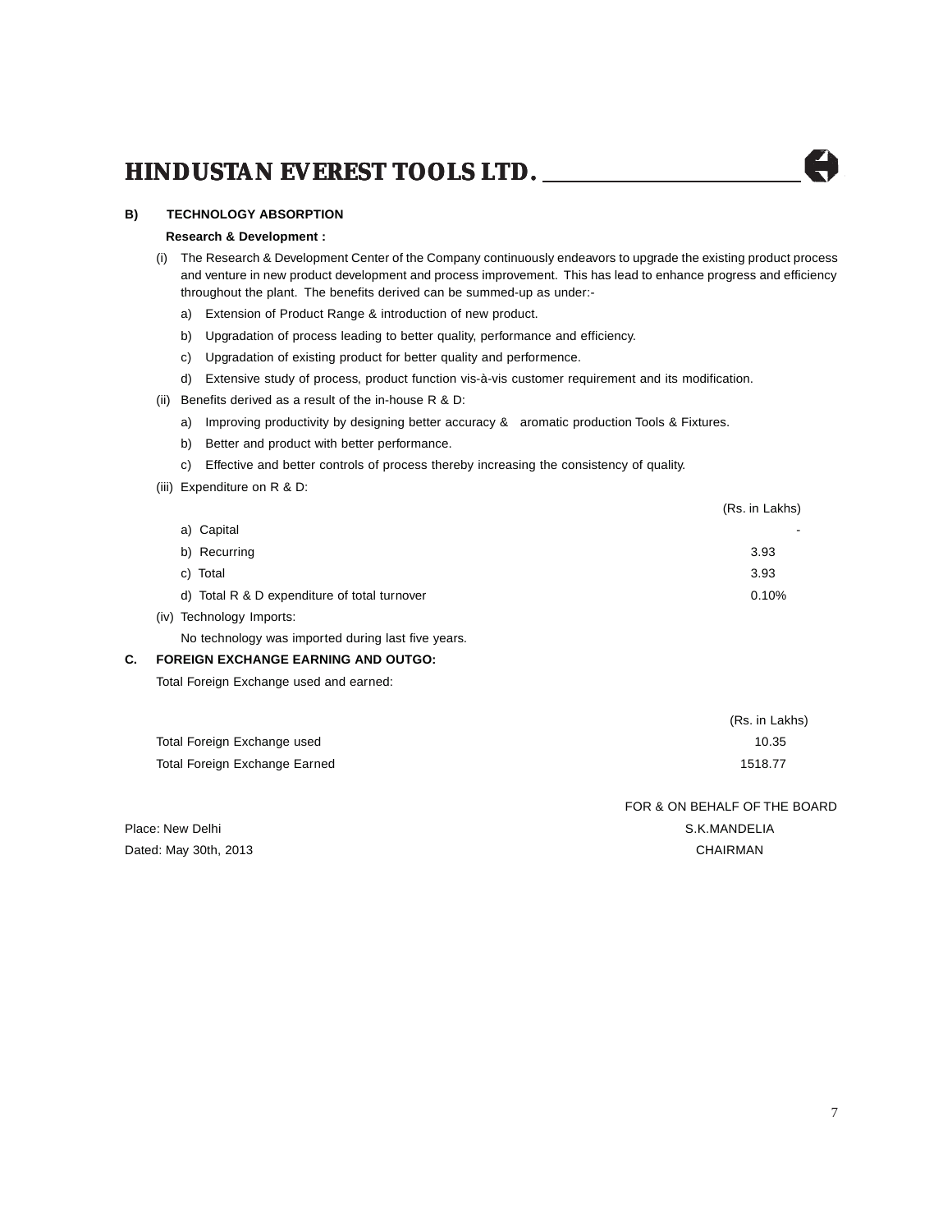## B) TECHNOLOGY ABSORPTION

**Research & Development :**

(i) The Research & Development Center of the Company continuously endeavors to upgrade the existing product process and venture in new product development and process improvement. This has lead to enhance progress and efficiency throughout the plant. The benefits derived can be summed-up as under:-

a) Extension of Product Range & introduction of new product.

b) Upgradation of process leading to better quality, performance and efficiency.

c) Upgradation of existing product for better quality and performence.

d) Extensive study of process, product function vis-à-vis customer requirement and its modification.

(ii) Benefits derived as a result of the in-house R & D:

a) Improving productivity by designing better accuracy & aromatic production Tools & Fixtures.

b) Better and product with better performance.

c) Effective and better controls of process thereby increasing the consistency of quality.

(iii) Expenditure on R & D:

| | (Rs. in Lakhs) |
|---|---|
| a) Capital | - |
| b) Recurring | 3.93 |
| c) Total | 3.93 |
| d) Total R & D expenditure of total turnover | 0.10% |

(iv) Technology Imports:

No technology was imported during last five years.

## C. FOREIGN EXCHANGE EARNING AND OUTGO:

Total Foreign Exchange used and earned:

| | (Rs. in Lakhs) |
|---|---|
| Total Foreign Exchange used | 10.35 |
| Total Foreign Exchange Earned | 1518.77 |

FOR & ON BEHALF OF THE BOARD

Place: New Delhi
S.K.MANDELIA

Dated: May 30th, 2013
CHAIRMAN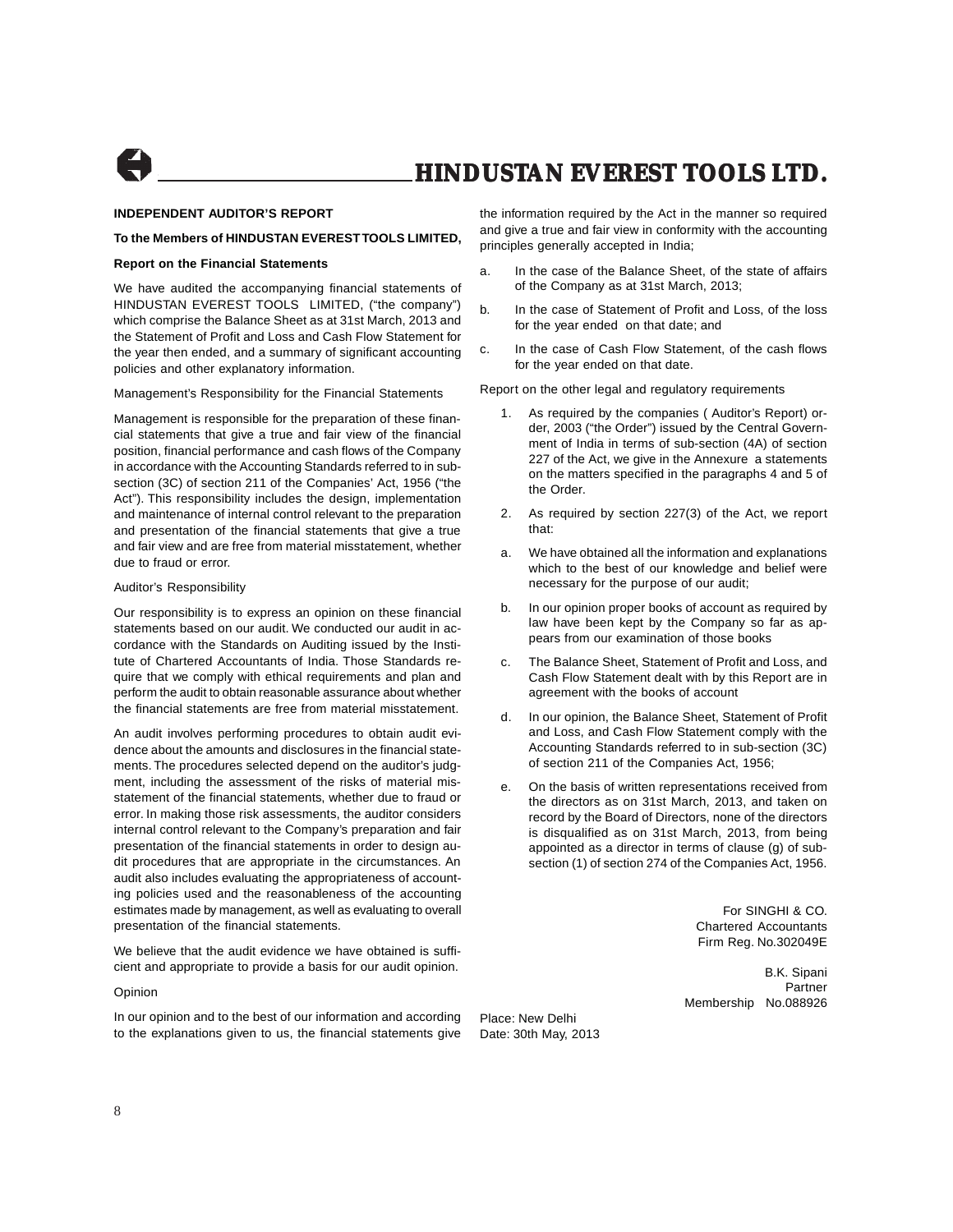## INDEPENDENT AUDITOR'S REPORT

**To the Members of HINDUSTAN EVEREST TOOLS LIMITED,**

**Report on the Financial Statements**

We have audited the accompanying financial statements of HINDUSTAN EVEREST TOOLS LIMITED, ("the company") which comprise the Balance Sheet as at 31st March, 2013 and the Statement of Profit and Loss and Cash Flow Statement for the year then ended, and a summary of significant accounting policies and other explanatory information.

Management's Responsibility for the Financial Statements

Management is responsible for the preparation of these financial statements that give a true and fair view of the financial position, financial performance and cash flows of the Company in accordance with the Accounting Standards referred to in subsection (3C) of section 211 of the Companies' Act, 1956 ("the Act"). This responsibility includes the design, implementation and maintenance of internal control relevant to the preparation and presentation of the financial statements that give a true and fair view and are free from material misstatement, whether due to fraud or error.

Auditor's Responsibility

Our responsibility is to express an opinion on these financial statements based on our audit. We conducted our audit in accordance with the Standards on Auditing issued by the Institute of Chartered Accountants of India. Those Standards require that we comply with ethical requirements and plan and perform the audit to obtain reasonable assurance about whether the financial statements are free from material misstatement.

An audit involves performing procedures to obtain audit evidence about the amounts and disclosures in the financial statements. The procedures selected depend on the auditor's judgment, including the assessment of the risks of material misstatement of the financial statements, whether due to fraud or error. In making those risk assessments, the auditor considers internal control relevant to the Company's preparation and fair presentation of the financial statements in order to design audit procedures that are appropriate in the circumstances. An audit also includes evaluating the appropriateness of accounting policies used and the reasonableness of the accounting estimates made by management, as well as evaluating to overall presentation of the financial statements.

We believe that the audit evidence we have obtained is sufficient and appropriate to provide a basis for our audit opinion.

Opinion

In our opinion and to the best of our information and according to the explanations given to us, the financial statements give the information required by the Act in the manner so required and give a true and fair view in conformity with the accounting principles generally accepted in India;

a. In the case of the Balance Sheet, of the state of affairs of the Company as at 31st March, 2013;

b. In the case of Statement of Profit and Loss, of the loss for the year ended on that date; and

c. In the case of Cash Flow Statement, of the cash flows for the year ended on that date.

Report on the other legal and regulatory requirements

1. As required by the companies ( Auditor's Report) order, 2003 ("the Order") issued by the Central Government of India in terms of sub-section (4A) of section 227 of the Act, we give in the Annexure a statements on the matters specified in the paragraphs 4 and 5 of the Order.

2. As required by section 227(3) of the Act, we report that:

a. We have obtained all the information and explanations which to the best of our knowledge and belief were necessary for the purpose of our audit;

b. In our opinion proper books of account as required by law have been kept by the Company so far as appears from our examination of those books

c. The Balance Sheet, Statement of Profit and Loss, and Cash Flow Statement dealt with by this Report are in agreement with the books of account

d. In our opinion, the Balance Sheet, Statement of Profit and Loss, and Cash Flow Statement comply with the Accounting Standards referred to in sub-section (3C) of section 211 of the Companies Act, 1956;

e. On the basis of written representations received from the directors as on 31st March, 2013, and taken on record by the Board of Directors, none of the directors is disqualified as on 31st March, 2013, from being appointed as a director in terms of clause (g) of sub-section (1) of section 274 of the Companies Act, 1956.

For SINGHI & CO.
Chartered Accountants
Firm Reg. No.302049E

B.K. Sipani
Partner
Membership No.088926

Place: New Delhi
Date: 30th May, 2013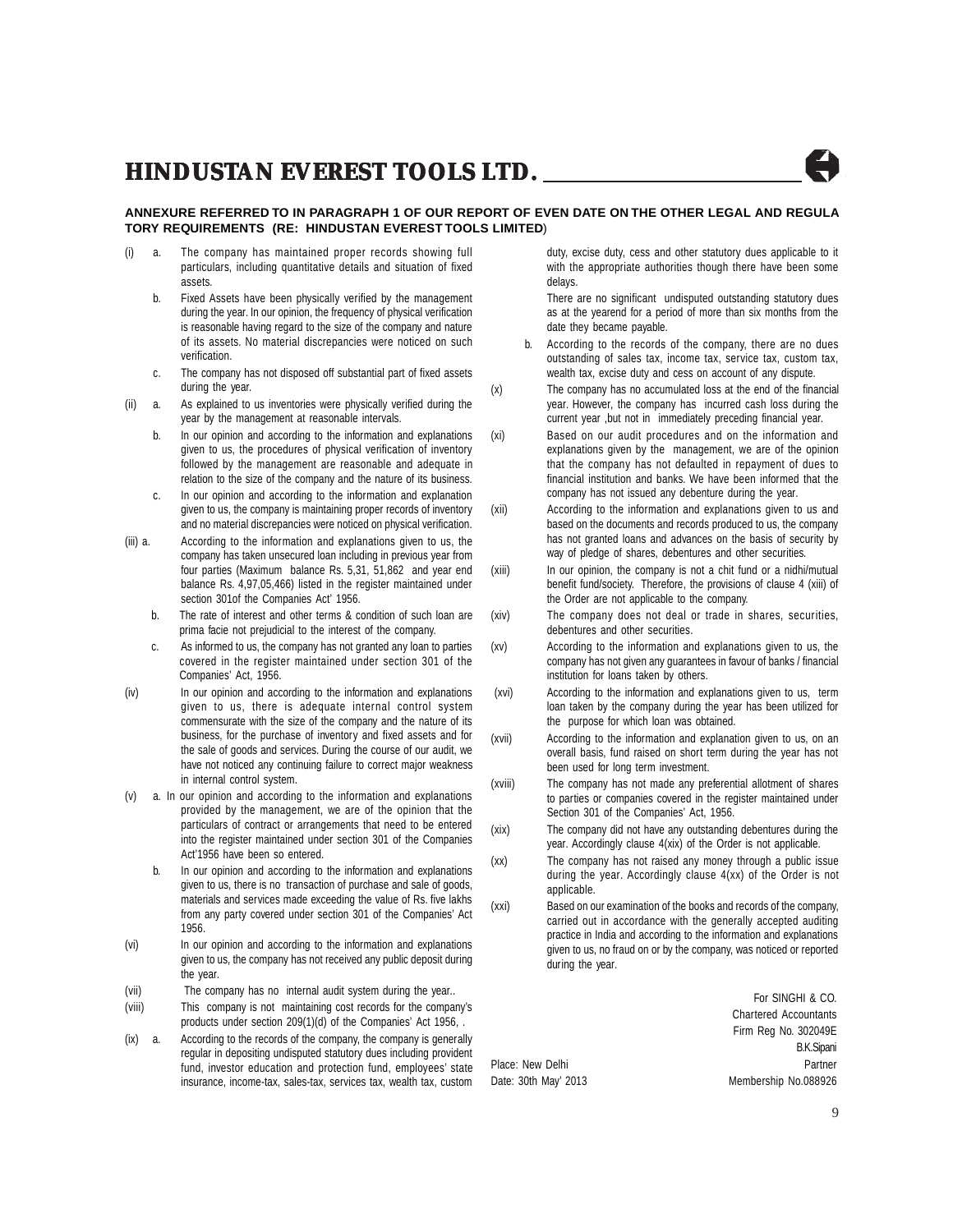## ANNEXURE REFERRED TO IN PARAGRAPH 1 OF OUR REPORT OF EVEN DATE ON THE OTHER LEGAL AND REGULATORY REQUIREMENTS (RE: HINDUSTAN EVEREST TOOLS LIMITED)

(i) a. The company has maintained proper records showing full particulars, including quantitative details and situation of fixed assets.

b. Fixed Assets have been physically verified by the management during the year. In our opinion, the frequency of physical verification is reasonable having regard to the size of the company and nature of its assets. No material discrepancies were noticed on such verification.

c. The company has not disposed off substantial part of fixed assets during the year.

(ii) a. As explained to us inventories were physically verified during the year by the management at reasonable intervals.

b. In our opinion and according to the information and explanations given to us, the procedures of physical verification of inventory followed by the management are reasonable and adequate in relation to the size of the company and the nature of its business.

c. In our opinion and according to the information and explanation given to us, the company is maintaining proper records of inventory and no material discrepancies were noticed on physical verification.

(iii) a. According to the information and explanations given to us, the company has taken unsecured loan including in previous year from four parties (Maximum balance Rs. 5,31, 51,862 and year end balance Rs. 4,97,05,466) listed in the register maintained under section 301of the Companies Act' 1956.

b. The rate of interest and other terms & condition of such loan are prima facie not prejudicial to the interest of the company.

c. As informed to us, the company has not granted any loan to parties covered in the register maintained under section 301 of the Companies' Act, 1956.

(iv) In our opinion and according to the information and explanations given to us, there is adequate internal control system commensurate with the size of the company and the nature of its business, for the purchase of inventory and fixed assets and for the sale of goods and services. During the course of our audit, we have not noticed any continuing failure to correct major weakness in internal control system.

(v) a. In our opinion and according to the information and explanations provided by the management, we are of the opinion that the particulars of contract or arrangements that need to be entered into the register maintained under section 301 of the Companies Act'1956 have been so entered.

b. In our opinion and according to the information and explanations given to us, there is no transaction of purchase and sale of goods, materials and services made exceeding the value of Rs. five lakhs from any party covered under section 301 of the Companies' Act 1956.

(vi) In our opinion and according to the information and explanations given to us, the company has not received any public deposit during the year.

(vii) The company has no internal audit system during the year..

(viii) This company is not maintaining cost records for the company's products under section 209(1)(d) of the Companies' Act 1956, .

(ix) a. According to the records of the company, the company is generally regular in depositing undisputed statutory dues including provident fund, investor education and protection fund, employees' state insurance, income-tax, sales-tax, services tax, wealth tax, custom duty, excise duty, cess and other statutory dues applicable to it with the appropriate authorities though there have been some delays.

There are no significant undisputed outstanding statutory dues as at the yearend for a period of more than six months from the date they became payable.

b. According to the records of the company, there are no dues outstanding of sales tax, income tax, service tax, custom tax, wealth tax, excise duty and cess on account of any dispute.

(x) The company has no accumulated loss at the end of the financial year. However, the company has incurred cash loss during the current year ,but not in immediately preceding financial year.

(xi) Based on our audit procedures and on the information and explanations given by the management, we are of the opinion that the company has not defaulted in repayment of dues to financial institution and banks. We have been informed that the company has not issued any debenture during the year.

(xii) According to the information and explanations given to us and based on the documents and records produced to us, the company has not granted loans and advances on the basis of security by way of pledge of shares, debentures and other securities.

(xiii) In our opinion, the company is not a chit fund or a nidhi/mutual benefit fund/society. Therefore, the provisions of clause 4 (xiii) of the Order are not applicable to the company.

(xiv) The company does not deal or trade in shares, securities, debentures and other securities.

(xv) According to the information and explanations given to us, the company has not given any guarantees in favour of banks / financial institution for loans taken by others.

(xvi) According to the information and explanations given to us, term loan taken by the company during the year has been utilized for the purpose for which loan was obtained.

(xvii) According to the information and explanation given to us, on an overall basis, fund raised on short term during the year has not been used for long term investment.

(xviii) The company has not made any preferential allotment of shares to parties or companies covered in the register maintained under Section 301 of the Companies' Act, 1956.

(xix) The company did not have any outstanding debentures during the year. Accordingly clause 4(xix) of the Order is not applicable.

(xx) The company has not raised any money through a public issue during the year. Accordingly clause 4(xx) of the Order is not applicable.

(xxi) Based on our examination of the books and records of the company, carried out in accordance with the generally accepted auditing practice in India and according to the information and explanations given to us, no fraud on or by the company, was noticed or reported during the year.

For SINGHI & CO.
Chartered Accountants
Firm Reg No. 302049E
B.K.Sipani
Partner
Membership No.088926

Place: New Delhi
Date: 30th May' 2013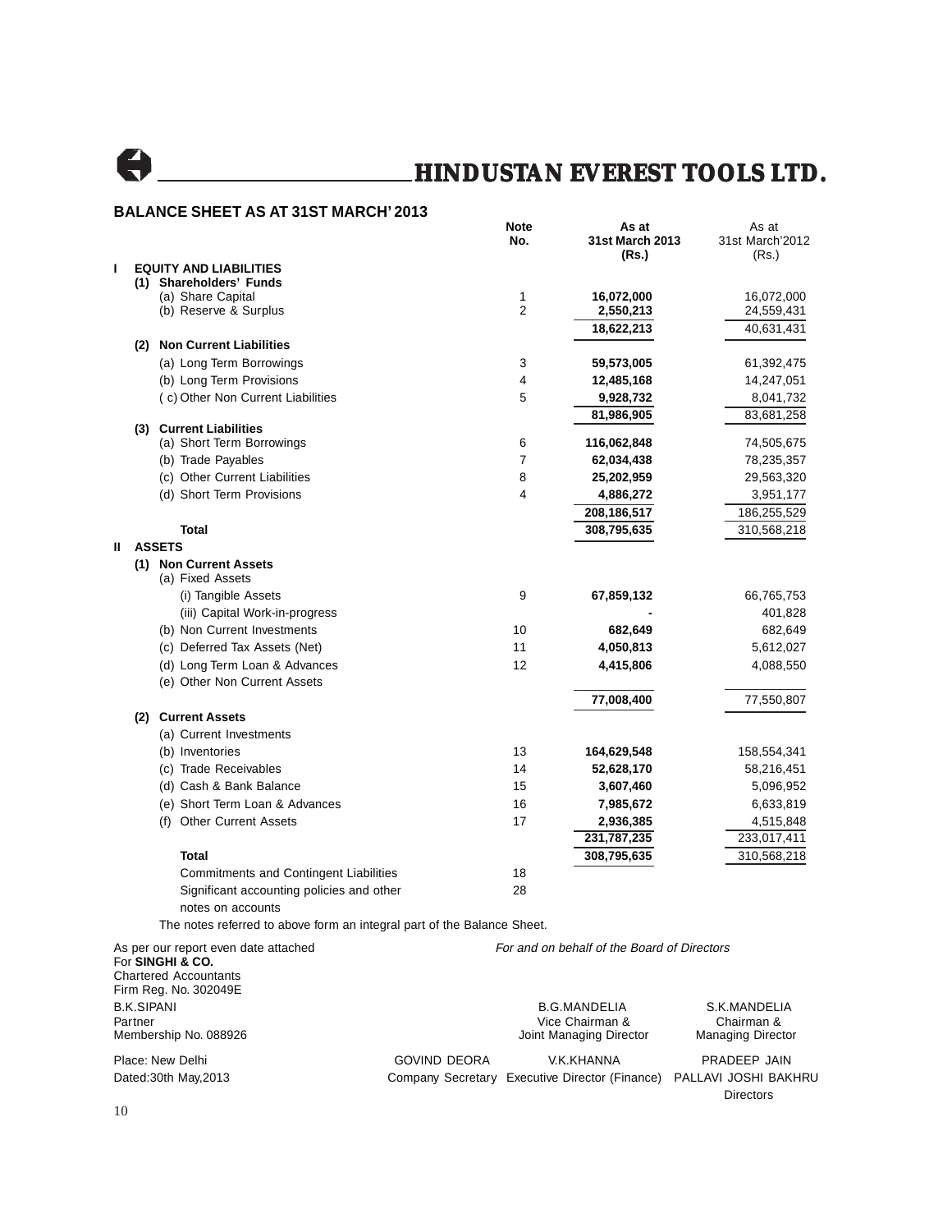# HINDUSTAN EVEREST TOOLS LTD.

## BALANCE SHEET AS AT 31ST MARCH' 2013

| | | Note No. | As at 31st March 2013 (Rs.) | As at 31st March'2012 (Rs.) |
|---|---|---|---|---|
| **I** | **EQUITY AND LIABILITIES** | | | |
| | **(1) Shareholders' Funds** | | | |
| | (a) Share Capital | 1 | **16,072,000** | 16,072,000 |
| | (b) Reserve & Surplus | 2 | **2,550,213** | 24,559,431 |
| | | | **18,622,213** | 40,631,431 |
| | **(2) Non Current Liabilities** | | | |
| | (a) Long Term Borrowings | 3 | **59,573,005** | 61,392,475 |
| | (b) Long Term Provisions | 4 | **12,485,168** | 14,247,051 |
| | (c) Other Non Current Liabilities | 5 | **9,928,732** | 8,041,732 |
| | | | **81,986,905** | 83,681,258 |
| | **(3) Current Liabilities** | | | |
| | (a) Short Term Borrowings | 6 | **116,062,848** | 74,505,675 |
| | (b) Trade Payables | 7 | **62,034,438** | 78,235,357 |
| | (c) Other Current Liabilities | 8 | **25,202,959** | 29,563,320 |
| | (d) Short Term Provisions | 4 | **4,886,272** | 3,951,177 |
| | | | **208,186,517** | 186,255,529 |
| | **Total** | | **308,795,635** | 310,568,218 |
| **II** | **ASSETS** | | | |
| | **(1) Non Current Assets** | | | |
| | (a) Fixed Assets | | | |
| | (i) Tangible Assets | 9 | **67,859,132** | 66,765,753 |
| | (iii) Capital Work-in-progress | | **-** | 401,828 |
| | (b) Non Current Investments | 10 | **682,649** | 682,649 |
| | (c) Deferred Tax Assets (Net) | 11 | **4,050,813** | 5,612,027 |
| | (d) Long Term Loan & Advances | 12 | **4,415,806** | 4,088,550 |
| | (e) Other Non Current Assets | | | |
| | | | **77,008,400** | 77,550,807 |
| | **(2) Current Assets** | | | |
| | (a) Current Investments | | | |
| | (b) Inventories | 13 | **164,629,548** | 158,554,341 |
| | (c) Trade Receivables | 14 | **52,628,170** | 58,216,451 |
| | (d) Cash & Bank Balance | 15 | **3,607,460** | 5,096,952 |
| | (e) Short Term Loan & Advances | 16 | **7,985,672** | 6,633,819 |
| | (f) Other Current Assets | 17 | **2,936,385** | 4,515,848 |
| | | | **231,787,235** | 233,017,411 |
| | **Total** | | **308,795,635** | 310,568,218 |
| | Commitments and Contingent Liabilities | 18 | | |
| | Significant accounting policies and other notes on accounts | 28 | | |

The notes referred to above form an integral part of the Balance Sheet.

As per our report even date attached
For **SINGHI & CO.**
Chartered Accountants
Firm Reg. No. 302049E

B.K.SIPANI
Partner
Membership No. 088926

Place: New Delhi
Dated:30th May,2013

*For and on behalf of the Board of Directors*

B.G.MANDELIA
Vice Chairman &
Joint Managing Director

S.K.MANDELIA
Chairman &
Managing Director

GOVIND DEORA
Company Secretary

V.K.KHANNA
Executive Director (Finance)

PRADEEP JAIN
PALLAVI JOSHI BAKHRU
Directors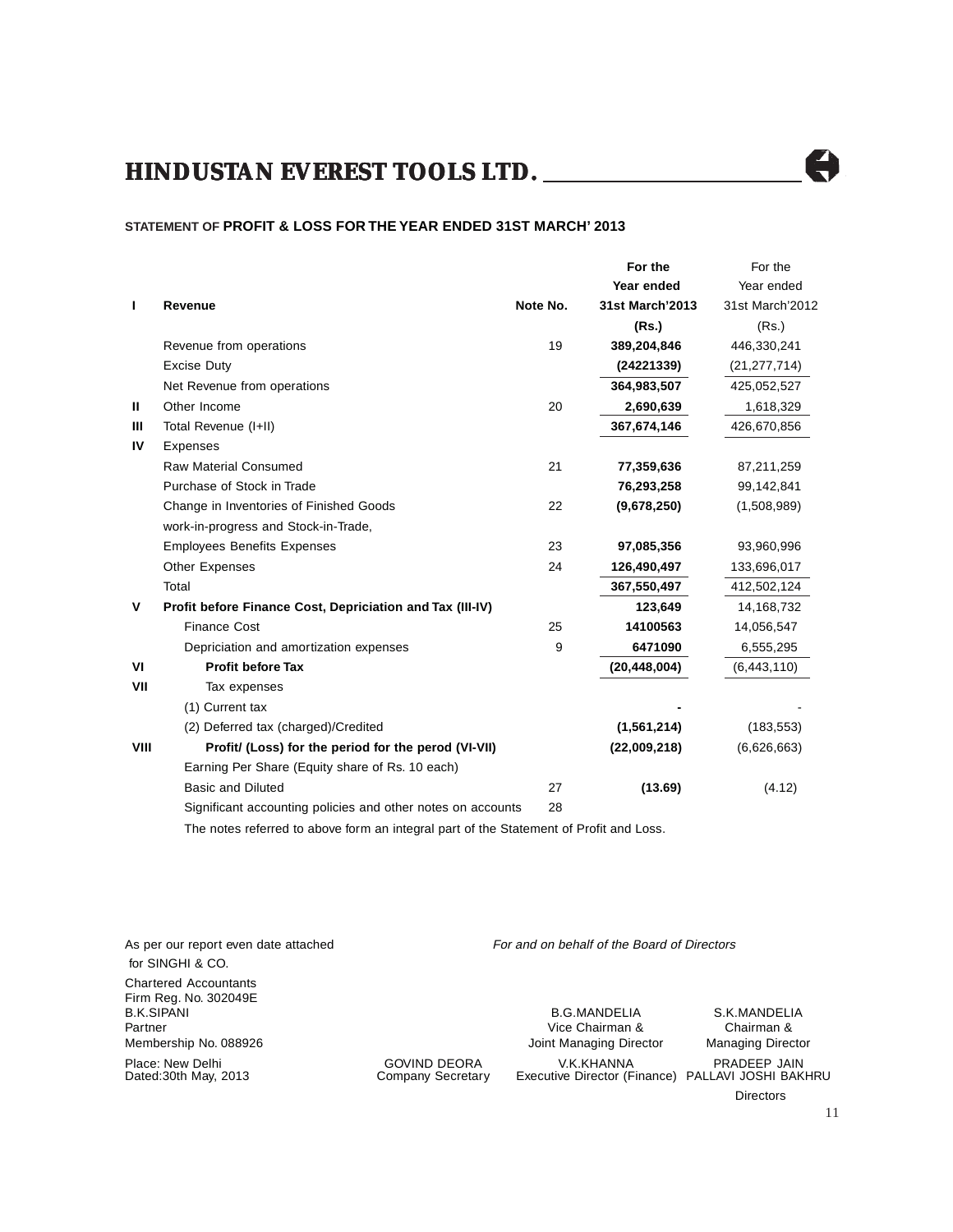# HINDUSTAN EVEREST TOOLS LTD.

## STATEMENT OF PROFIT & LOSS FOR THE YEAR ENDED 31ST MARCH' 2013

| | | Note No. | For the Year ended 31st March'2013 (Rs.) | For the Year ended 31st March'2012 (Rs.) |
|---|---|---|---|---|
| **I** | **Revenue** | | | |
| | Revenue from operations | 19 | **389,204,846** | 446,330,241 |
| | Excise Duty | | **(24221339)** | (21,277,714) |
| | Net Revenue from operations | | **364,983,507** | 425,052,527 |
| **II** | Other Income | 20 | **2,690,639** | 1,618,329 |
| **III** | Total Revenue (I+II) | | **367,674,146** | 426,670,856 |
| **IV** | Expenses | | | |
| | Raw Material Consumed | 21 | **77,359,636** | 87,211,259 |
| | Purchase of Stock in Trade | | **76,293,258** | 99,142,841 |
| | Change in Inventories of Finished Goods work-in-progress and Stock-in-Trade, | 22 | **(9,678,250)** | (1,508,989) |
| | Employees Benefits Expenses | 23 | **97,085,356** | 93,960,996 |
| | Other Expenses | 24 | **126,490,497** | 133,696,017 |
| | Total | | **367,550,497** | 412,502,124 |
| **V** | **Profit before Finance Cost, Depriciation and Tax (III-IV)** | | **123,649** | 14,168,732 |
| | Finance Cost | 25 | **14100563** | 14,056,547 |
| | Depriciation and amortization expenses | 9 | **6471090** | 6,555,295 |
| **VI** | **Profit before Tax** | | **(20,448,004)** | (6,443,110) |
| **VII** | Tax expenses | | | |
| | (1) Current tax | | **-** | - |
| | (2) Deferred tax (charged)/Credited | | **(1,561,214)** | (183,553) |
| **VIII** | **Profit/ (Loss) for the period for the perod (VI-VII)** | | **(22,009,218)** | (6,626,663) |
| | Earning Per Share (Equity share of Rs. 10 each) | | | |
| | Basic and Diluted | 27 | **(13.69)** | (4.12) |
| | Significant accounting policies and other notes on accounts | 28 | | |

The notes referred to above form an integral part of the Statement of Profit and Loss.

As per our report even date attached
for SINGHI & CO.
Chartered Accountants
Firm Reg. No. 302049E
B.K.SIPANI
Partner
Membership No. 088926

Place: New Delhi
Dated:30th May, 2013

*For and on behalf of the Board of Directors*

B.G.MANDELIA
Vice Chairman &
Joint Managing Director

S.K.MANDELIA
Chairman &
Managing Director

GOVIND DEORA
Company Secretary

V.K.KHANNA
Executive Director (Finance)

PRADEEP JAIN
PALLAVI JOSHI BAKHRU
Directors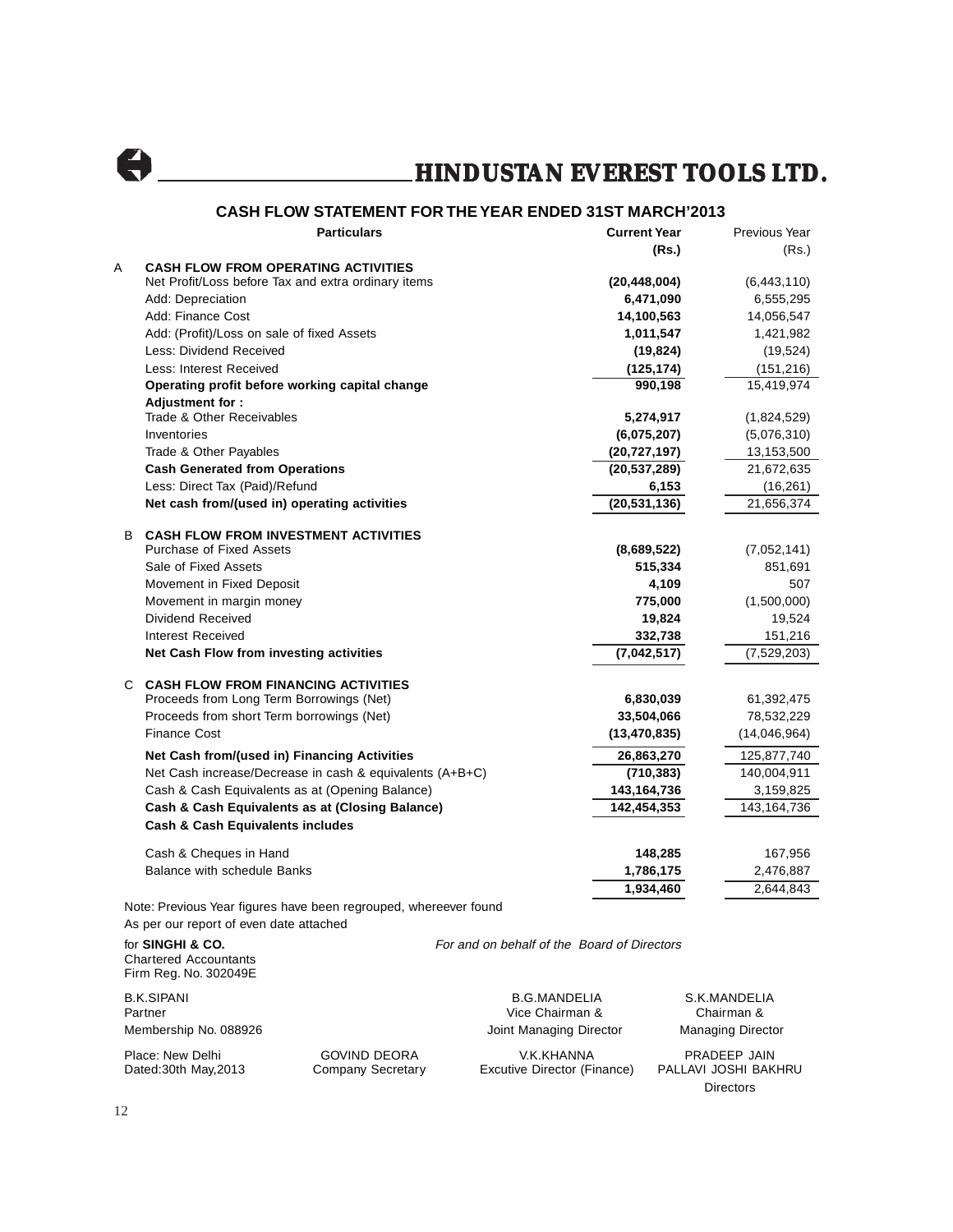# HINDUSTAN EVEREST TOOLS LTD.

## CASH FLOW STATEMENT FOR THE YEAR ENDED 31ST MARCH'2013

| | Particulars | Current Year (Rs.) | Previous Year (Rs.) |
|---|---|---|---|
| A | **CASH FLOW FROM OPERATING ACTIVITIES** | | |
| | Net Profit/Loss before Tax and extra ordinary items | **(20,448,004)** | (6,443,110) |
| | Add: Depreciation | **6,471,090** | 6,555,295 |
| | Add: Finance Cost | **14,100,563** | 14,056,547 |
| | Add: (Profit)/Loss on sale of fixed Assets | **1,011,547** | 1,421,982 |
| | Less: Dividend Received | **(19,824)** | (19,524) |
| | Less: Interest Received | **(125,174)** | (151,216) |
| | **Operating profit before working capital change** | **990,198** | 15,419,974 |
| | **Adjustment for :** | | |
| | Trade & Other Receivables | **5,274,917** | (1,824,529) |
| | Inventories | **(6,075,207)** | (5,076,310) |
| | Trade & Other Payables | **(20,727,197)** | 13,153,500 |
| | **Cash Generated from Operations** | **(20,537,289)** | 21,672,635 |
| | Less: Direct Tax (Paid)/Refund | **6,153** | (16,261) |
| | **Net cash from/(used in) operating activities** | **(20,531,136)** | 21,656,374 |
| B | **CASH FLOW FROM INVESTMENT ACTIVITIES** | | |
| | Purchase of Fixed Assets | **(8,689,522)** | (7,052,141) |
| | Sale of Fixed Assets | **515,334** | 851,691 |
| | Movement in Fixed Deposit | **4,109** | 507 |
| | Movement in margin money | **775,000** | (1,500,000) |
| | Dividend Received | **19,824** | 19,524 |
| | Interest Received | **332,738** | 151,216 |
| | **Net Cash Flow from investing activities** | **(7,042,517)** | (7,529,203) |
| C | **CASH FLOW FROM FINANCING ACTIVITIES** | | |
| | Proceeds from Long Term Borrowings (Net) | **6,830,039** | 61,392,475 |
| | Proceeds from short Term borrowings (Net) | **33,504,066** | 78,532,229 |
| | Finance Cost | **(13,470,835)** | (14,046,964) |
| | **Net Cash from/(used in) Financing Activities** | **26,863,270** | 125,877,740 |
| | Net Cash increase/Decrease in cash & equivalents (A+B+C) | **(710,383)** | 140,004,911 |
| | Cash & Cash Equivalents as at (Opening Balance) | **143,164,736** | 3,159,825 |
| | **Cash & Cash Equivalents as at (Closing Balance)** | **142,454,353** | 143,164,736 |
| | **Cash & Cash Equivalents includes** | | |
| | Cash & Cheques in Hand | **148,285** | 167,956 |
| | Balance with schedule Banks | **1,786,175** | 2,476,887 |
| | | **1,934,460** | 2,644,843 |

Note: Previous Year figures have been regrouped, whereever found

As per our report of even date attached

for **SINGHI & CO.**
Chartered Accountants
Firm Reg. No. 302049E

*For and on behalf of the Board of Directors*

B.K.SIPANI
Partner
Membership No. 088926

B.G.MANDELIA
Vice Chairman &
Joint Managing Director

S.K.MANDELIA
Chairman &
Managing Director

Place: New Delhi
Dated:30th May,2013

GOVIND DEORA
Company Secretary

V.K.KHANNA
Excutive Director (Finance)

PRADEEP JAIN
PALLAVI JOSHI BAKHRU
Directors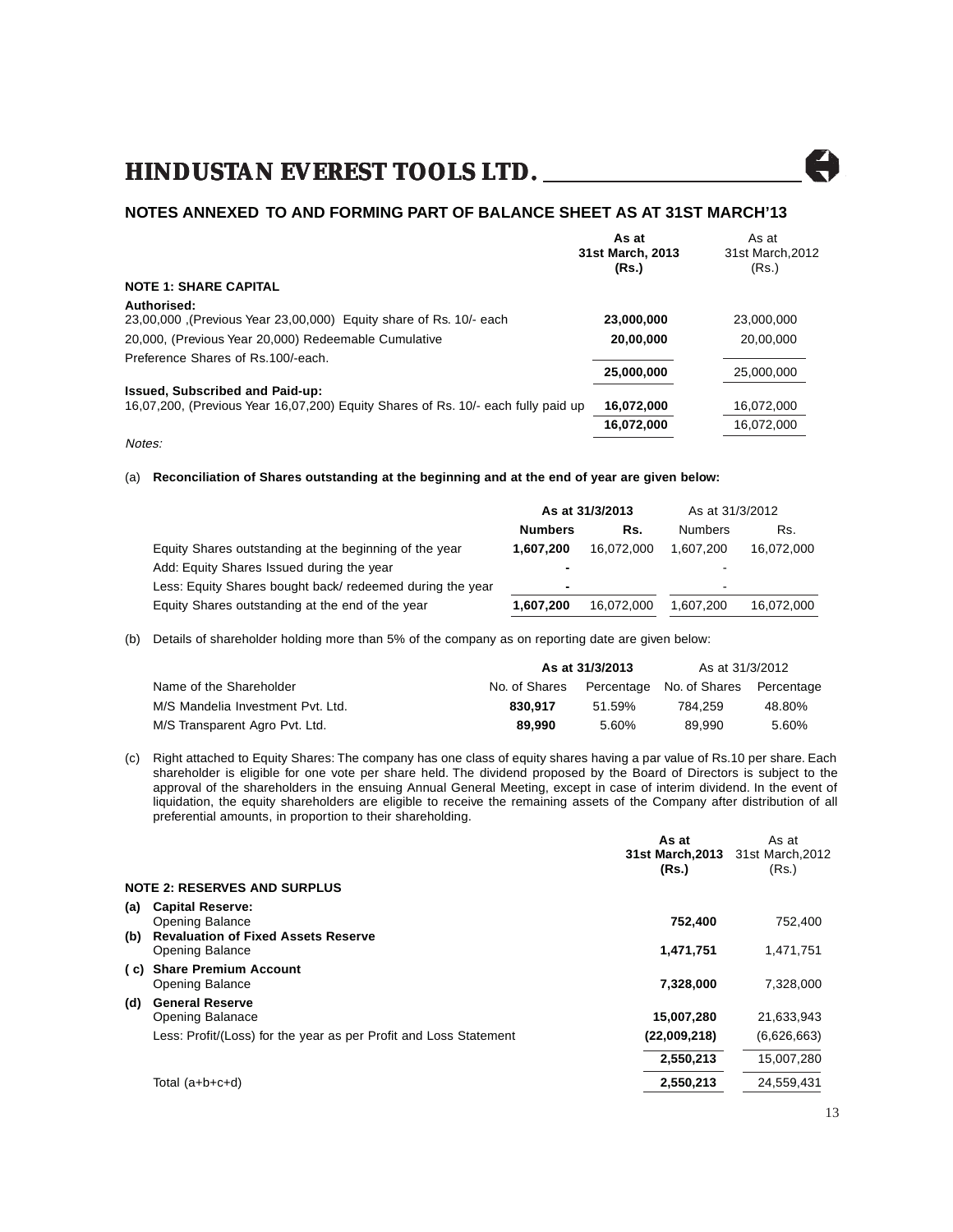# HINDUSTAN EVEREST TOOLS LTD.

## NOTES ANNEXED TO AND FORMING PART OF BALANCE SHEET AS AT 31ST MARCH'13

| | As at 31st March, 2013 (Rs.) | As at 31st March,2012 (Rs.) |
|---|---|---|
| **NOTE 1: SHARE CAPITAL** | | |
| **Authorised:** | | |
| 23,00,000 ,(Previous Year 23,00,000) Equity share of Rs. 10/- each | **23,000,000** | 23,000,000 |
| 20,000, (Previous Year 20,000) Redeemable Cumulative Preference Shares of Rs.100/-each. | **20,00,000** | 20,00,000 |
| | **25,000,000** | 25,000,000 |
| **Issued, Subscribed and Paid-up:** | | |
| 16,07,200, (Previous Year 16,07,200) Equity Shares of Rs. 10/- each fully paid up | **16,072,000** | 16,072,000 |
| | **16,072,000** | 16,072,000 |

*Notes:*

(a) **Reconciliation of Shares outstanding at the beginning and at the end of year are given below:**

| | **As at 31/3/2013** | | As at 31/3/2012 | |
|---|---|---|---|---|
| | **Numbers** | **Rs.** | Numbers | Rs. |
| Equity Shares outstanding at the beginning of the year | **1,607,200** | 16,072,000 | 1,607,200 | 16,072,000 |
| Add: Equity Shares Issued during the year | **-** | | - | |
| Less: Equity Shares bought back/ redeemed during the year | **-** | | - | |
| Equity Shares outstanding at the end of the year | **1,607,200** | 16,072,000 | 1,607,200 | 16,072,000 |

(b) Details of shareholder holding more than 5% of the company as on reporting date are given below:

| | **As at 31/3/2013** | | As at 31/3/2012 | |
|---|---|---|---|---|
| Name of the Shareholder | No. of Shares | Percentage | No. of Shares | Percentage |
| M/S Mandelia Investment Pvt. Ltd. | **830,917** | 51.59% | 784,259 | 48.80% |
| M/S Transparent Agro Pvt. Ltd. | **89,990** | 5.60% | 89,990 | 5.60% |

(c) Right attached to Equity Shares: The company has one class of equity shares having a par value of Rs.10 per share. Each shareholder is eligible for one vote per share held. The dividend proposed by the Board of Directors is subject to the approval of the shareholders in the ensuing Annual General Meeting, except in case of interim dividend. In the event of liquidation, the equity shareholders are eligible to receive the remaining assets of the Company after distribution of all preferential amounts, in proportion to their shareholding.

| | As at 31st March,2013 (Rs.) | As at 31st March,2012 (Rs.) |
|---|---|---|
| **NOTE 2: RESERVES AND SURPLUS** | | |
| **(a) Capital Reserve:** | | |
| Opening Balance | **752,400** | 752,400 |
| **(b) Revaluation of Fixed Assets Reserve** | | |
| Opening Balance | **1,471,751** | 1,471,751 |
| **( c) Share Premium Account** | | |
| Opening Balance | **7,328,000** | 7,328,000 |
| **(d) General Reserve** | | |
| Opening Balanace | **15,007,280** | 21,633,943 |
| Less: Profit/(Loss) for the year as per Profit and Loss Statement | **(22,009,218)** | (6,626,663) |
| | **2,550,213** | 15,007,280 |
| Total (a+b+c+d) | **2,550,213** | 24,559,431 |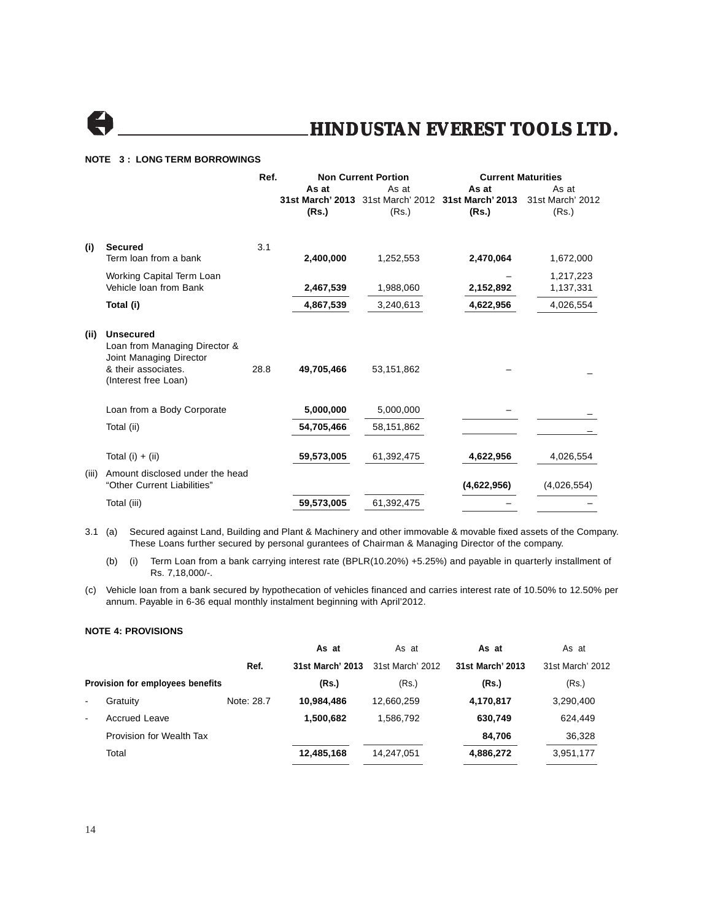**NOTE 3 : LONG TERM BORROWINGS**

| | | Ref. | Non Current Portion | | Current Maturities | |
|---|---|---|---|---|---|---|
| | | | **As at 31st March' 2013 (Rs.)** | As at 31st March' 2012 (Rs.) | **As at 31st March' 2013 (Rs.)** | As at 31st March' 2012 (Rs.) |
| **(i)** | **Secured** | 3.1 | | | | |
| | Term loan from a bank | | **2,400,000** | 1,252,553 | **2,470,064** | 1,672,000 |
| | Working Capital Term Loan | | | | – | 1,217,223 |
| | Vehicle loan from Bank | | **2,467,539** | 1,988,060 | **2,152,892** | 1,137,331 |
| | **Total (i)** | | **4,867,539** | 3,240,613 | **4,622,956** | 4,026,554 |
| **(ii)** | **Unsecured** | | | | | |
| | Loan from Managing Director & Joint Managing Director & their associates. (Interest free Loan) | 28.8 | **49,705,466** | 53,151,862 | – | – |
| | Loan from a Body Corporate | | **5,000,000** | 5,000,000 | – | – |
| | Total (ii) | | **54,705,466** | 58,151,862 | | – |
| | Total (i) + (ii) | | **59,573,005** | 61,392,475 | **4,622,956** | 4,026,554 |
| (iii) | Amount disclosed under the head "Other Current Liabilities" | | | | **(4,622,956)** | (4,026,554) |
| | Total (iii) | | **59,573,005** | 61,392,475 | – | – |

3.1 (a) Secured against Land, Building and Plant & Machinery and other immovable & movable fixed assets of the Company. These Loans further secured by personal gurantees of Chairman & Managing Director of the company.

(b) (i) Term Loan from a bank carrying interest rate (BPLR(10.20%) +5.25%) and payable in quarterly installment of Rs. 7,18,000/-.

(c) Vehicle loan from a bank secured by hypothecation of vehicles financed and carries interest rate of 10.50% to 12.50% per annum. Payable in 6-36 equal monthly instalment beginning with April'2012.

**NOTE 4: PROVISIONS**

| | | Ref. | **As at 31st March' 2013** | As at 31st March' 2012 | **As at 31st March' 2013** | As at 31st March' 2012 |
|---|---|---|---|---|---|---|
| **Provision for employees benefits** | | | **(Rs.)** | (Rs.) | **(Rs.)** | (Rs.) |
| - | Gratuity | Note: 28.7 | **10,984,486** | 12,660,259 | **4,170,817** | 3,290,400 |
| - | Accrued Leave | | **1,500,682** | 1,586,792 | **630,749** | 624,449 |
| | Provision for Wealth Tax | | | | **84,706** | 36,328 |
| | Total | | **12,485,168** | 14,247,051 | **4,886,272** | 3,951,177 |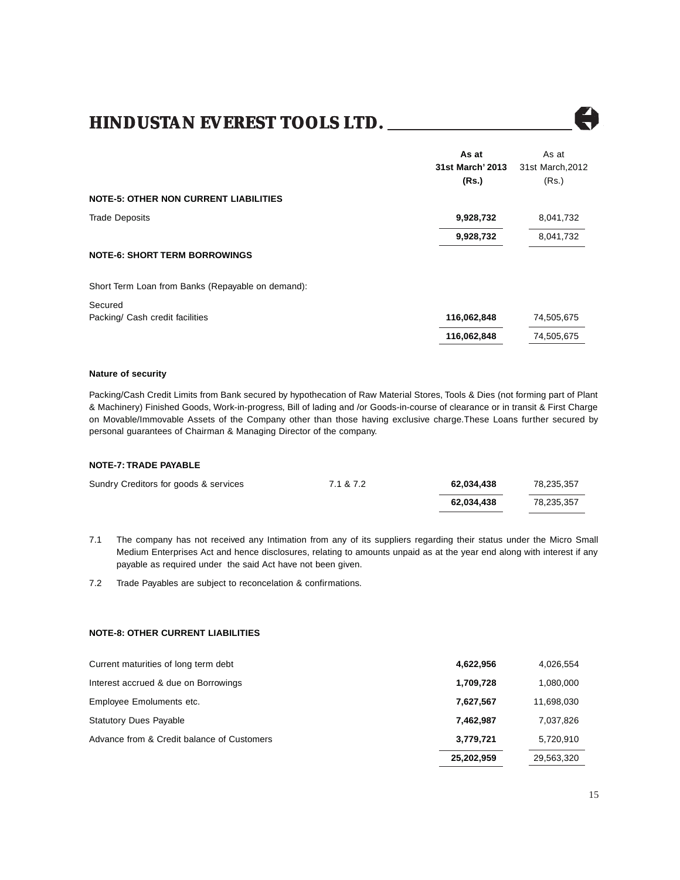|  |  | As at 31st March' 2013 (Rs.) | As at 31st March,2012 (Rs.) |
|---|---|---|---|
| **NOTE-5: OTHER NON CURRENT LIABILITIES** |  |  |  |
| Trade Deposits |  | **9,928,732** | 8,041,732 |
|  |  | **9,928,732** | 8,041,732 |
| **NOTE-6: SHORT TERM BORROWINGS** |  |  |  |
| Short Term Loan from Banks (Repayable on demand): |  |  |  |
| Secured |  |  |  |
| Packing/ Cash credit facilities |  | **116,062,848** | 74,505,675 |
|  |  | **116,062,848** | 74,505,675 |

**Nature of security**

Packing/Cash Credit Limits from Bank secured by hypothecation of Raw Material Stores, Tools & Dies (not forming part of Plant & Machinery) Finished Goods, Work-in-progress, Bill of lading and /or Goods-in-course of clearance or in transit & First Charge on Movable/Immovable Assets of the Company other than those having exclusive charge.These Loans further secured by personal guarantees of Chairman & Managing Director of the company.

| **NOTE-7: TRADE PAYABLE** |  |  |  |
|---|---|---|---|
| Sundry Creditors for goods & services | 7.1 & 7.2 | **62,034,438** | 78,235,357 |
|  |  | **62,034,438** | 78,235,357 |

7.1 The company has not received any Intimation from any of its suppliers regarding their status under the Micro Small Medium Enterprises Act and hence disclosures, relating to amounts unpaid as at the year end along with interest if any payable as required under the said Act have not been given.

7.2 Trade Payables are subject to reconcelation & confirmations.

| **NOTE-8: OTHER CURRENT LIABILITIES** |  |  |
|---|---|---|
| Current maturities of long term debt | **4,622,956** | 4,026,554 |
| Interest accrued & due on Borrowings | **1,709,728** | 1,080,000 |
| Employee Emoluments etc. | **7,627,567** | 11,698,030 |
| Statutory Dues Payable | **7,462,987** | 7,037,826 |
| Advance from & Credit balance of Customers | **3,779,721** | 5,720,910 |
|  | **25,202,959** | 29,563,320 |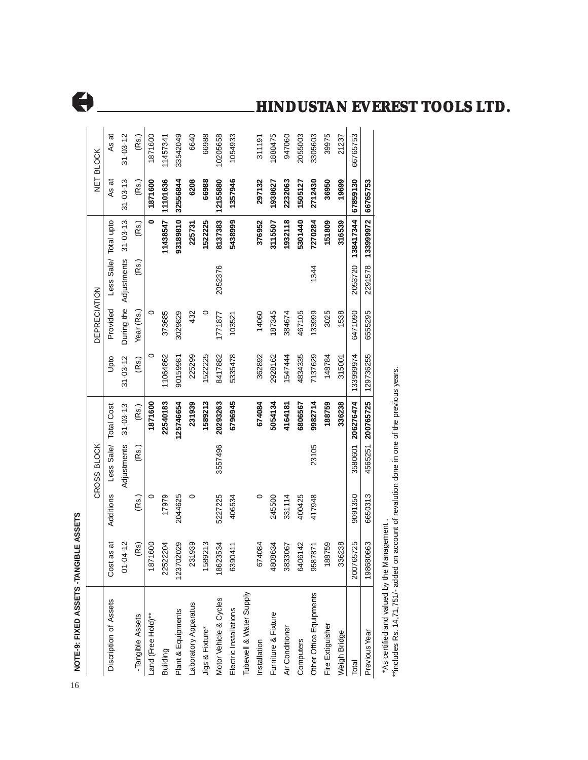## NOTE-9: FIXED ASSETS -TANGIBLE ASSETS

| Discription of Assets | CROSS BLOCK | | | | DEPRECIATION | | | | NET BLOCK | |
|---|---|---|---|---|---|---|---|---|---|---|
| | Cost as at 01-04-12 | Additions | Less Sale/ Adjustments | Total Cost 31-03-13 | Upto 31-03-12 | Provided During the Year (Rs.) | Less Sale/ Adjustments | Total upto 31-03-13 | As at 31-03-13 | As at 31-03-12 |
| -Tangible Assets | (Rs) | (Rs.) | (Rs.) | (Rs.) | (Rs.) | | (Rs.) | (Rs.) | (Rs.) | (Rs.) |
| Land (Free Hold)** | 1871600 | 0 | | **1871600** | 0 | 0 | | **0** | **1871600** | 1871600 |
| Building | 22522204 | 17979 | | **22540183** | 11064862 | 373685 | | **11438547** | **11101636** | 11457341 |
| Plant & Equipments | 123702029 | 2044625 | | **125746654** | 90159981 | 3029829 | | **93189810** | **32556844** | 33542049 |
| Laboratory Apparatus | 231939 | 0 | | **231939** | 225299 | 432 | | **225731** | **6208** | 6640 |
| Jigs & Fixture* | 1589213 | | | **1589213** | 1522225 | 0 | | **1522225** | **66988** | 66988 |
| Motor Vehicle & Cycles | 18623534 | 5227225 | 3557496 | **20293263** | 8417882 | 1771877 | 2052376 | **8137383** | **12155880** | 10205658 |
| Electric Installations | 6390411 | 406534 | | **6796945** | 5335478 | 103521 | | **5438999** | **1357946** | 1054933 |
| Tubewell & Water Supply Installation | 674084 | 0 | | **674084** | 362892 | 14060 | | **376952** | **297132** | 311191 |
| Furniture & Fixture | 4808634 | 245500 | | **5054134** | 2928162 | 187345 | | **3115507** | **1938627** | 1880475 |
| Air Conditioner | 3833067 | 331114 | | **4164181** | 1547444 | 384674 | | **1932118** | **2232063** | 947060 |
| Computers | 6406142 | 400425 | | **6806567** | 4834335 | 467105 | | **5301440** | **1505127** | 2055003 |
| Other Office Equipments | 9587871 | 417948 | 23105 | **9982714** | 7137629 | 133999 | 1344 | **7270284** | **2712430** | 3305603 |
| Fire Extiguisher | 188759 | | | **188759** | 148784 | 3025 | | **151809** | **36950** | 39975 |
| Weigh Bridge | 336238 | | | **336238** | 315001 | 1538 | | **316539** | **19699** | 21237 |
| Total | 200765725 | 9091350 | 3580601 | **206276474** | 133999974 | 6471090 | 2053720 | **138417344** | **67859130** | 66765753 |
| Previous Year | 198680663 | 6650313 | 4565251 | **200765725** | 129736255 | 6555295 | 2291578 | **133999972** | **66765753** | |

*As certified and valued by the Management .

**includes Rs. 14,71,751/- added on account of revalution done in one of the previous years.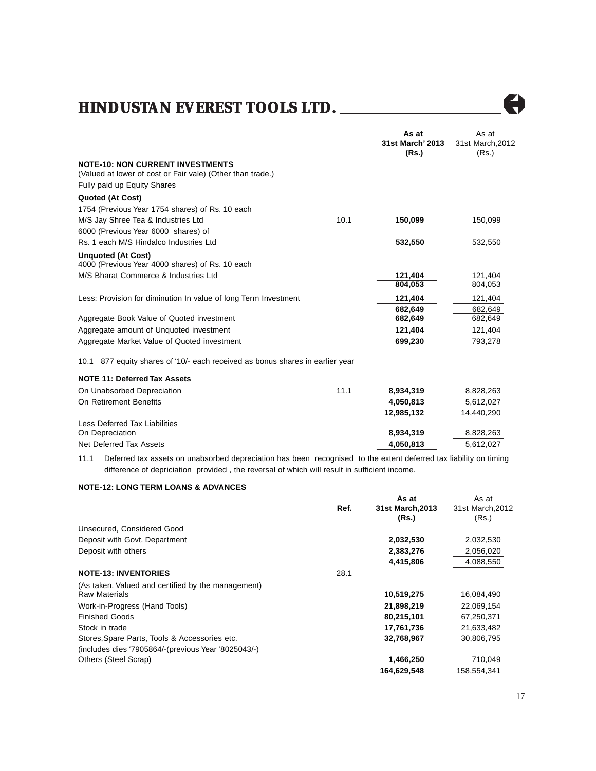| | Ref. | As at 31st March' 2013 (Rs.) | As at 31st March,2012 (Rs.) |
|---|---|---|---|
| **NOTE-10: NON CURRENT INVESTMENTS** | | | |
| (Valued at lower of cost or Fair vale) (Other than trade.) | | | |
| Fully paid up Equity Shares | | | |
| **Quoted (At Cost)** | | | |
| 1754 (Previous Year 1754 shares) of Rs. 10 each M/S Jay Shree Tea & Industries Ltd | 10.1 | **150,099** | 150,099 |
| 6000 (Previous Year 6000 shares) of Rs. 1 each M/S Hindalco Industries Ltd | | **532,550** | 532,550 |
| **Unquoted (At Cost)** | | | |
| 4000 (Previous Year 4000 shares) of Rs. 10 each M/S Bharat Commerce & Industries Ltd | | **121,404** | 121,404 |
| | | **804,053** | 804,053 |
| Less: Provision for diminution In value of long Term Investment | | **121,404** | 121,404 |
| | | **682,649** | 682,649 |
| Aggregate Book Value of Quoted investment | | **682,649** | 682,649 |
| Aggregate amount of Unquoted investment | | **121,404** | 121,404 |
| Aggregate Market Value of Quoted investment | | **699,230** | 793,278 |

10.1 877 equity shares of '10/- each received as bonus shares in earlier year

| | Ref. | As at 31st March' 2013 (Rs.) | As at 31st March,2012 (Rs.) |
|---|---|---|---|
| **NOTE 11: Deferred Tax Assets** | | | |
| On Unabsorbed Depreciation | 11.1 | **8,934,319** | 8,828,263 |
| On Retirement Benefits | | **4,050,813** | 5,612,027 |
| | | **12,985,132** | 14,440,290 |
| Less Deferred Tax Liabilities | | | |
| On Depreciation | | **8,934,319** | 8,828,263 |
| Net Deferred Tax Assets | | **4,050,813** | 5,612,027 |

11.1 Deferred tax assets on unabsorbed depreciation has been recognised to the extent deferred tax liability on timing difference of depriciation provided , the reversal of which will result in sufficient income.

**NOTE-12: LONG TERM LOANS & ADVANCES**

| | Ref. | As at 31st March,2013 (Rs.) | As at 31st March,2012 (Rs.) |
|---|---|---|---|
| Unsecured, Considered Good | | | |
| Deposit with Govt. Department | | **2,032,530** | 2,032,530 |
| Deposit with others | | **2,383,276** | 2,056,020 |
| | | **4,415,806** | 4,088,550 |
| **NOTE-13: INVENTORIES** | 28.1 | | |
| (As taken. Valued and certified by the management) | | | |
| Raw Materials | | **10,519,275** | 16,084,490 |
| Work-in-Progress (Hand Tools) | | **21,898,219** | 22,069,154 |
| Finished Goods | | **80,215,101** | 67,250,371 |
| Stock in trade | | **17,761,736** | 21,633,482 |
| Stores,Spare Parts, Tools & Accessories etc. (includes dies '7905864/-(previous Year '8025043/-) | | **32,768,967** | 30,806,795 |
| Others (Steel Scrap) | | **1,466,250** | 710,049 |
| | | **164,629,548** | 158,554,341 |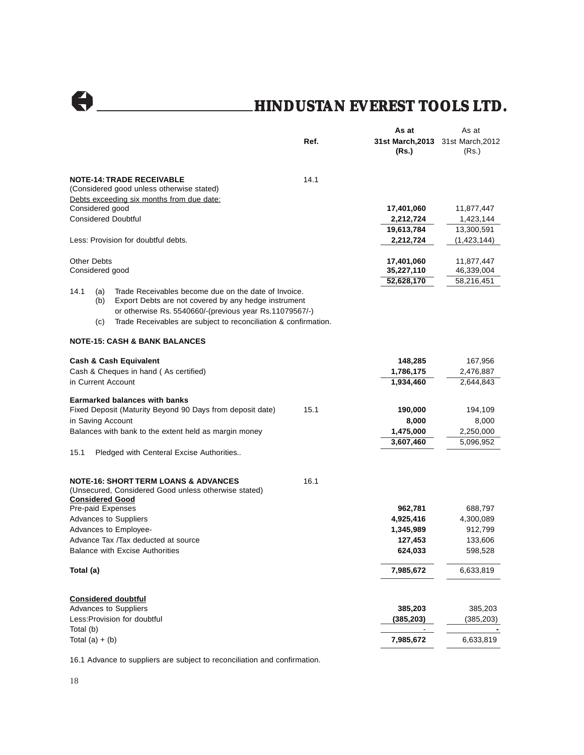| | Ref. | As at 31st March,2013 (Rs.) | As at 31st March,2012 (Rs.) |
|---|---|---|---|
| **NOTE-14: TRADE RECEIVABLE** | 14.1 | | |
| (Considered good unless otherwise stated) | | | |
| Debts exceeding six months from due date: | | | |
| Considered good | | **17,401,060** | 11,877,447 |
| Considered Doubtful | | **2,212,724** | 1,423,144 |
| | | **19,613,784** | 13,300,591 |
| Less: Provision for doubtful debts. | | **2,212,724** | (1,423,144) |
| | | | |
| Other Debts | | **17,401,060** | 11,877,447 |
| Considered good | | **35,227,110** | 46,339,004 |
| | | **52,628,170** | 58,216,451 |

14.1 (a) Trade Receivables become due on the date of Invoice.
(b) Export Debts are not covered by any hedge instrument or otherwise Rs. 5540660/-(previous year Rs.11079567/-)
(c) Trade Receivables are subject to reconciliation & confirmation.

| | Ref. | As at 31st March,2013 (Rs.) | As at 31st March,2012 (Rs.) |
|---|---|---|---|
| **NOTE-15: CASH & BANK BALANCES** | | | |
| **Cash & Cash Equivalent** | | **148,285** | 167,956 |
| Cash & Cheques in hand ( As certified) | | **1,786,175** | 2,476,887 |
| in Current Account | | **1,934,460** | 2,644,843 |
| **Earmarked balances with banks** | | | |
| Fixed Deposit (Maturity Beyond 90 Days from deposit date) | 15.1 | **190,000** | 194,109 |
| in Saving Account | | **8,000** | 8,000 |
| Balances with bank to the extent held as margin money | | **1,475,000** | 2,250,000 |
| | | **3,607,460** | 5,096,952 |

15.1 Pledged with Centeral Excise Authorities..

| | Ref. | As at 31st March,2013 (Rs.) | As at 31st March,2012 (Rs.) |
|---|---|---|---|
| **NOTE-16: SHORT TERM LOANS & ADVANCES** | 16.1 | | |
| (Unsecured, Considered Good unless otherwise stated) | | | |
| **Considered Good** | | | |
| Pre-paid Expenses | | **962,781** | 688,797 |
| Advances to Suppliers | | **4,925,416** | 4,300,089 |
| Advances to Employee- | | **1,345,989** | 912,799 |
| Advance Tax /Tax deducted at source | | **127,453** | 133,606 |
| Balance with Excise Authorities | | **624,033** | 598,528 |
| **Total (a)** | | **7,985,672** | 6,633,819 |
| **Considered doubtful** | | | |
| Advances to Suppliers | | **385,203** | 385,203 |
| Less:Provision for doubtful | | **(385,203)** | (385,203) |
| Total (b) | | - | - |
| Total (a) + (b) | | **7,985,672** | 6,633,819 |

16.1 Advance to suppliers are subject to reconciliation and confirmation.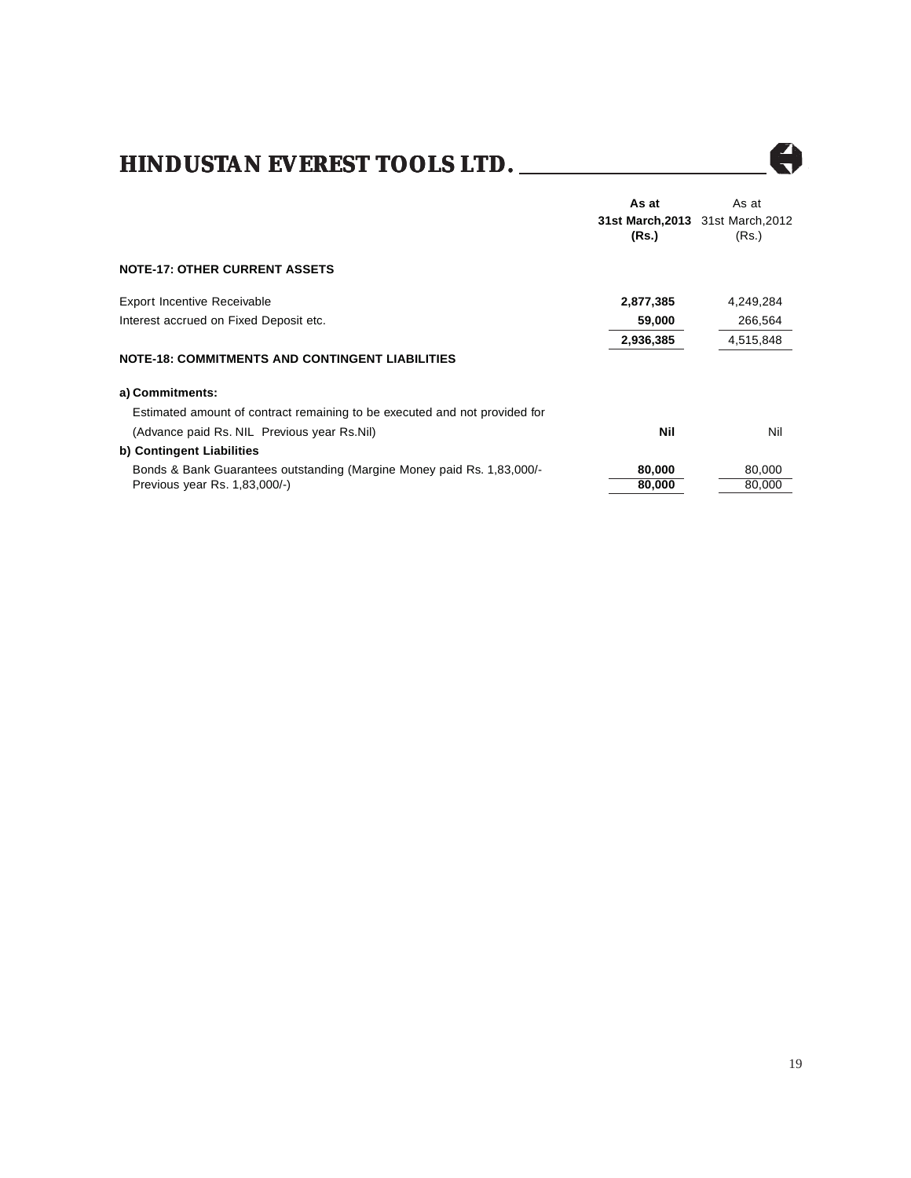| | As at 31st March,2013 (Rs.) | As at 31st March,2012 (Rs.) |
|---|---|---|
| **NOTE-17: OTHER CURRENT ASSETS** | | |
| Export Incentive Receivable | **2,877,385** | 4,249,284 |
| Interest accrued on Fixed Deposit etc. | **59,000** | 266,564 |
| | **2,936,385** | 4,515,848 |
| **NOTE-18: COMMITMENTS AND CONTINGENT LIABILITIES** | | |
| **a) Commitments:** | | |
| Estimated amount of contract remaining to be executed and not provided for (Advance paid Rs. NIL Previous year Rs.Nil) | **Nil** | Nil |
| **b) Contingent Liabilities** | | |
| Bonds & Bank Guarantees outstanding (Margine Money paid Rs. 1,83,000/- Previous year Rs. 1,83,000/-) | **80,000** | 80,000 |
| | **80,000** | 80,000 |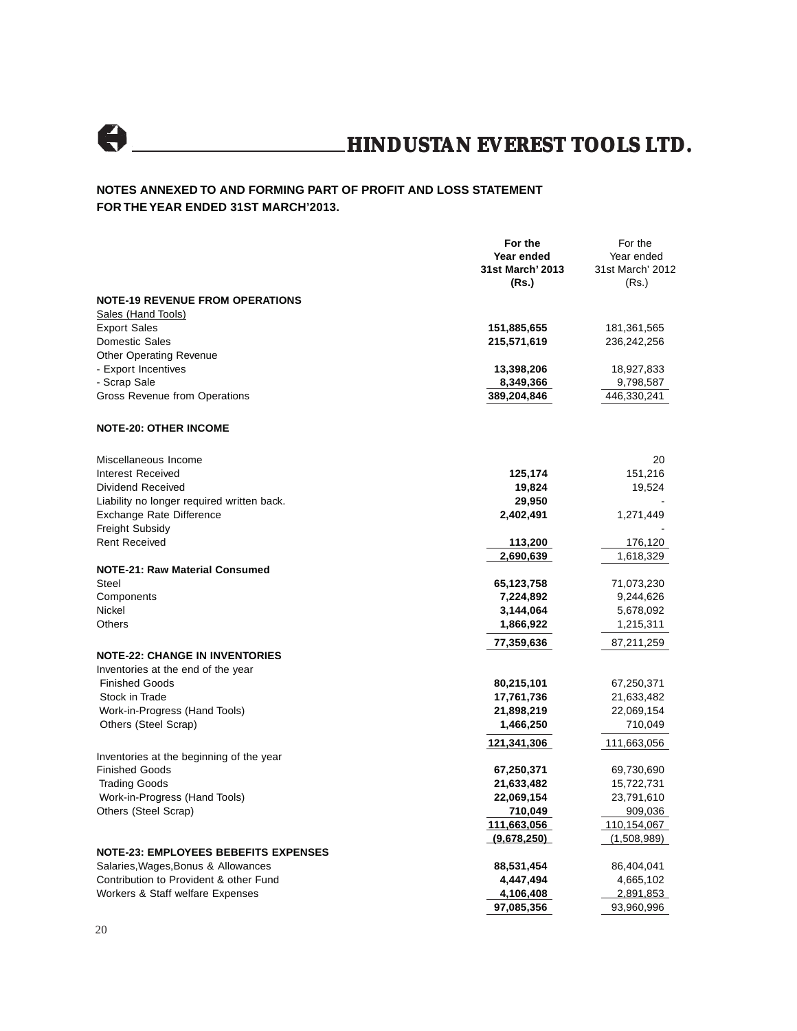# HINDUSTAN EVEREST TOOLS LTD.

**NOTES ANNEXED TO AND FORMING PART OF PROFIT AND LOSS STATEMENT FOR THE YEAR ENDED 31ST MARCH'2013.**

| | **For the Year ended 31st March' 2013 (Rs.)** | For the Year ended 31st March' 2012 (Rs.) |
|---|---|---|
| **NOTE-19 REVENUE FROM OPERATIONS** | | |
| Sales (Hand Tools) | | |
| Export Sales | **151,885,655** | 181,361,565 |
| Domestic Sales | **215,571,619** | 236,242,256 |
| Other Operating Revenue | | |
| - Export Incentives | **13,398,206** | 18,927,833 |
| - Scrap Sale | **8,349,366** | 9,798,587 |
| Gross Revenue from Operations | **389,204,846** | 446,330,241 |
| **NOTE-20: OTHER INCOME** | | |
| Miscellaneous Income | | 20 |
| Interest Received | **125,174** | 151,216 |
| Dividend Received | **19,824** | 19,524 |
| Liability no longer required written back. | **29,950** | - |
| Exchange Rate Difference | **2,402,491** | 1,271,449 |
| Freight Subsidy | | - |
| Rent Received | **113,200** | 176,120 |
| | **2,690,639** | 1,618,329 |
| **NOTE-21: Raw Material Consumed** | | |
| Steel | **65,123,758** | 71,073,230 |
| Components | **7,224,892** | 9,244,626 |
| Nickel | **3,144,064** | 5,678,092 |
| Others | **1,866,922** | 1,215,311 |
| | **77,359,636** | 87,211,259 |
| **NOTE-22: CHANGE IN INVENTORIES** | | |
| Inventories at the end of the year | | |
| Finished Goods | **80,215,101** | 67,250,371 |
| Stock in Trade | **17,761,736** | 21,633,482 |
| Work-in-Progress (Hand Tools) | **21,898,219** | 22,069,154 |
| Others (Steel Scrap) | **1,466,250** | 710,049 |
| | **121,341,306** | 111,663,056 |
| Inventories at the beginning of the year | | |
| Finished Goods | **67,250,371** | 69,730,690 |
| Trading Goods | **21,633,482** | 15,722,731 |
| Work-in-Progress (Hand Tools) | **22,069,154** | 23,791,610 |
| Others (Steel Scrap) | **710,049** | 909,036 |
| | **111,663,056** | 110,154,067 |
| | **(9,678,250)** | (1,508,989) |
| **NOTE-23: EMPLOYEES BEBEFITS EXPENSES** | | |
| Salaries,Wages,Bonus & Allowances | **88,531,454** | 86,404,041 |
| Contribution to Provident & other Fund | **4,447,494** | 4,665,102 |
| Workers & Staff welfare Expenses | **4,106,408** | 2,891,853 |
| | **97,085,356** | 93,960,996 |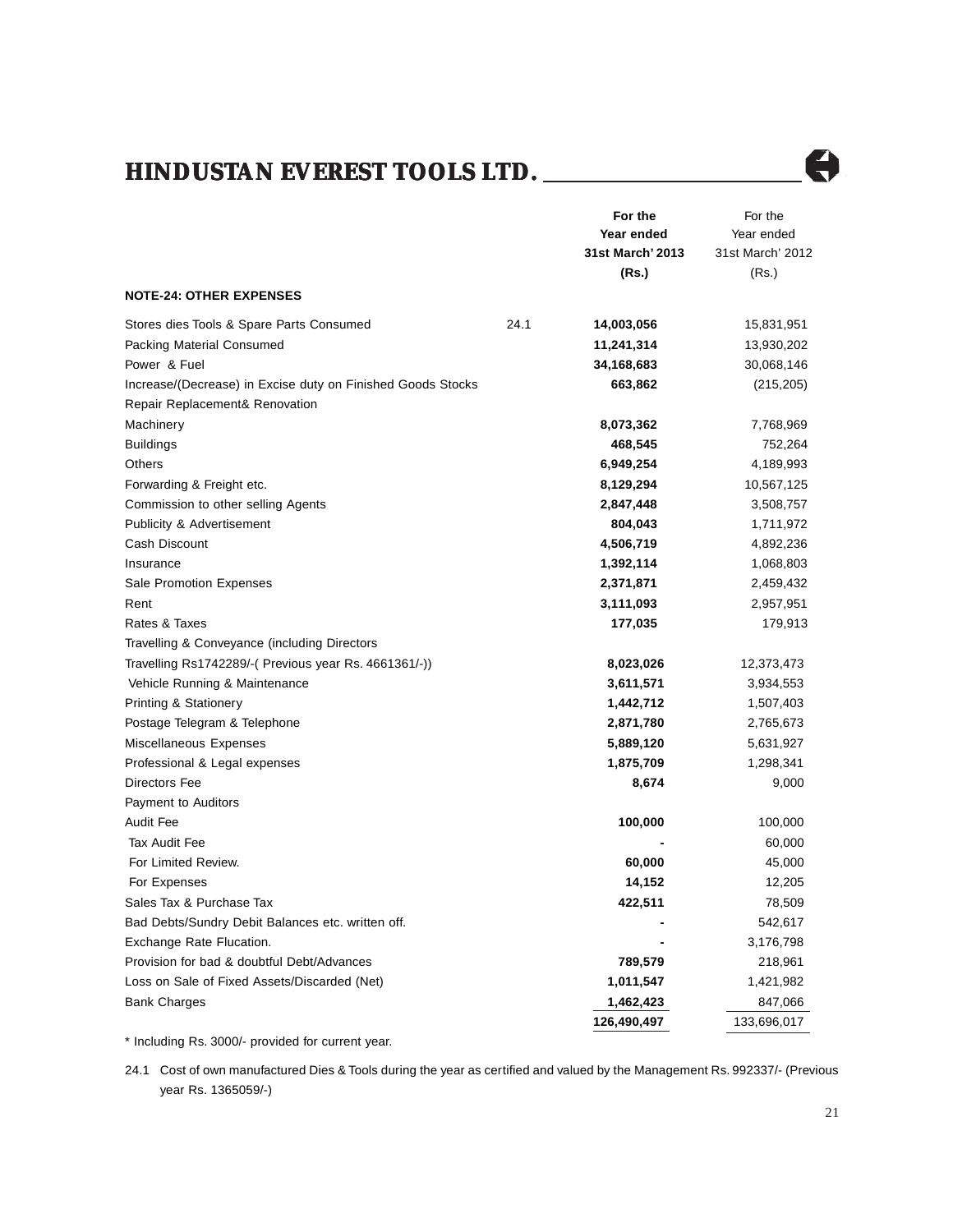| | | For the Year ended 31st March' 2013 (Rs.) | For the Year ended 31st March' 2012 (Rs.) |
|---|---|---|---|
| **NOTE-24: OTHER EXPENSES** | | | |
| Stores dies Tools & Spare Parts Consumed | 24.1 | **14,003,056** | 15,831,951 |
| Packing Material Consumed | | **11,241,314** | 13,930,202 |
| Power & Fuel | | **34,168,683** | 30,068,146 |
| Increase/(Decrease) in Excise duty on Finished Goods Stocks | | **663,862** | (215,205) |
| Repair Replacement& Renovation | | | |
| Machinery | | **8,073,362** | 7,768,969 |
| Buildings | | **468,545** | 752,264 |
| Others | | **6,949,254** | 4,189,993 |
| Forwarding & Freight etc. | | **8,129,294** | 10,567,125 |
| Commission to other selling Agents | | **2,847,448** | 3,508,757 |
| Publicity & Advertisement | | **804,043** | 1,711,972 |
| Cash Discount | | **4,506,719** | 4,892,236 |
| Insurance | | **1,392,114** | 1,068,803 |
| Sale Promotion Expenses | | **2,371,871** | 2,459,432 |
| Rent | | **3,111,093** | 2,957,951 |
| Rates & Taxes | | **177,035** | 179,913 |
| Travelling & Conveyance (including Directors Travelling Rs1742289/-( Previous year Rs. 4661361/-)) | | **8,023,026** | 12,373,473 |
| Vehicle Running & Maintenance | | **3,611,571** | 3,934,553 |
| Printing & Stationery | | **1,442,712** | 1,507,403 |
| Postage Telegram & Telephone | | **2,871,780** | 2,765,673 |
| Miscellaneous Expenses | | **5,889,120** | 5,631,927 |
| Professional & Legal expenses | | **1,875,709** | 1,298,341 |
| Directors Fee | | **8,674** | 9,000 |
| Payment to Auditors | | | |
| Audit Fee | | **100,000** | 100,000 |
| Tax Audit Fee | | **-** | 60,000 |
| For Limited Review. | | **60,000** | 45,000 |
| For Expenses | | **14,152** | 12,205 |
| Sales Tax & Purchase Tax | | **422,511** | 78,509 |
| Bad Debts/Sundry Debit Balances etc. written off. | | **-** | 542,617 |
| Exchange Rate Flucation. | | **-** | 3,176,798 |
| Provision for bad & doubtful Debt/Advances | | **789,579** | 218,961 |
| Loss on Sale of Fixed Assets/Discarded (Net) | | **1,011,547** | 1,421,982 |
| Bank Charges | | **1,462,423** | 847,066 |
| | | **126,490,497** | 133,696,017 |

* Including Rs. 3000/- provided for current year.

24.1 Cost of own manufactured Dies & Tools during the year as certified and valued by the Management Rs. 992337/- (Previous year Rs. 1365059/-)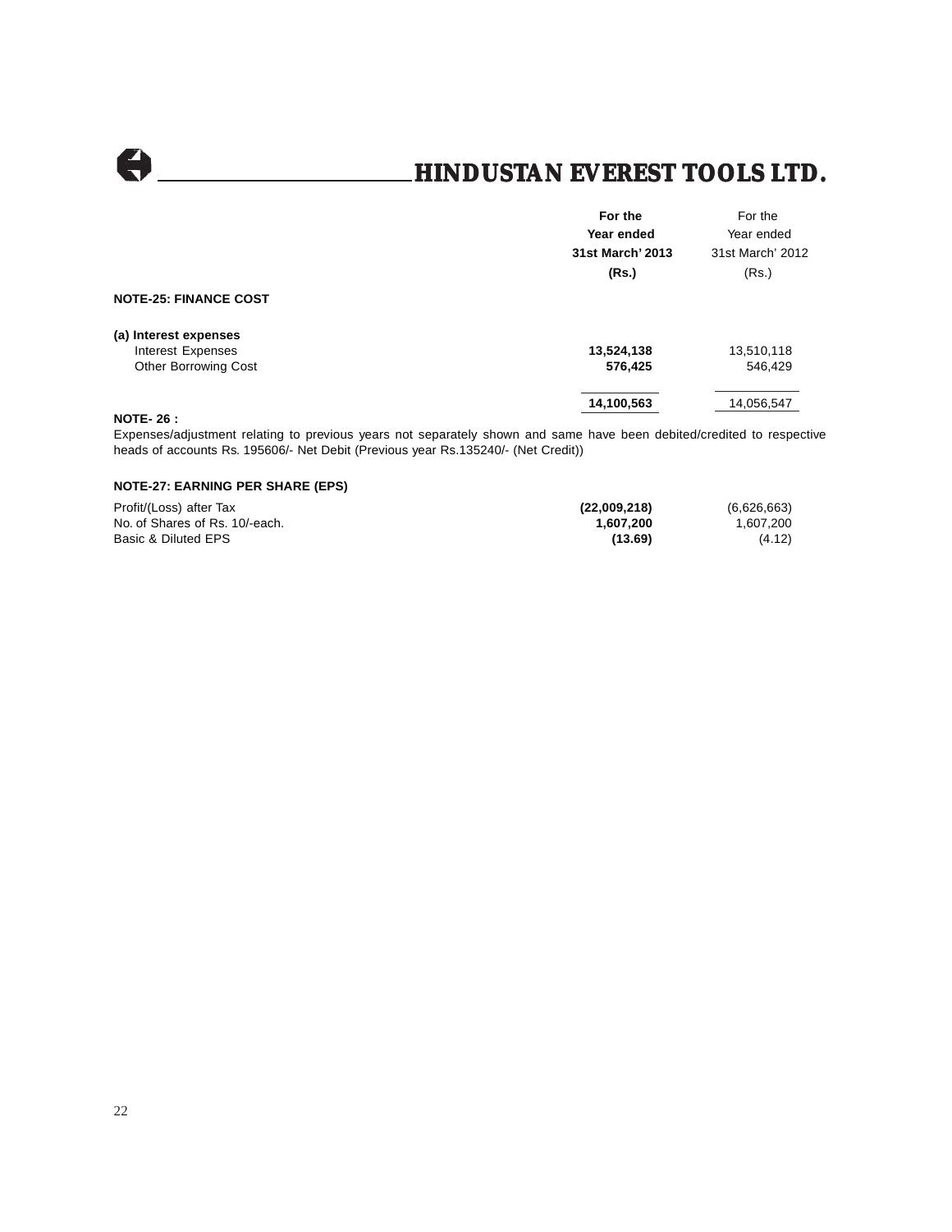| | For the Year ended 31st March' 2013 (Rs.) | For the Year ended 31st March' 2012 (Rs.) |
|---|---|---|
| **NOTE-25: FINANCE COST** | | |
| **(a) Interest expenses** | | |
| Interest Expenses | **13,524,138** | 13,510,118 |
| Other Borrowing Cost | **576,425** | 546,429 |
| | **14,100,563** | 14,056,547 |

**NOTE- 26 :**

Expenses/adjustment relating to previous years not separately shown and same have been debited/credited to respective heads of accounts Rs. 195606/- Net Debit (Previous year Rs.135240/- (Net Credit))

**NOTE-27: EARNING PER SHARE (EPS)**

| | 31st March' 2013 | 31st March' 2012 |
|---|---|---|
| Profit/(Loss) after Tax | **(22,009,218)** | (6,626,663) |
| No. of Shares of Rs. 10/-each. | **1,607,200** | 1,607,200 |
| Basic & Diluted EPS | **(13.69)** | (4.12) |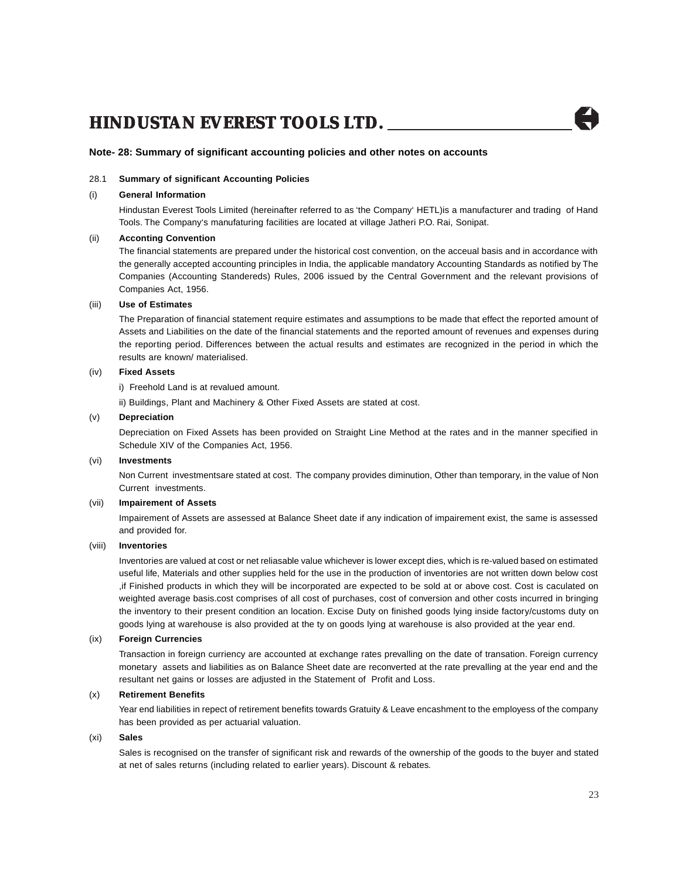**Note- 28: Summary of significant accounting policies and other notes on accounts**

28.1 **Summary of significant Accounting Policies**

(i) **General Information**

Hindustan Everest Tools Limited (hereinafter referred to as 'the Company' HETL)is a manufacturer and trading of Hand Tools. The Company's manufaturing facilities are located at village Jatheri P.O. Rai, Sonipat.

(ii) **Acconting Convention**

The financial statements are prepared under the historical cost convention, on the acceual basis and in accordance with the generally accepted accounting principles in India, the applicable mandatory Accounting Standards as notified by The Companies (Accounting Standereds) Rules, 2006 issued by the Central Government and the relevant provisions of Companies Act, 1956.

(iii) **Use of Estimates**

The Preparation of financial statement require estimates and assumptions to be made that effect the reported amount of Assets and Liabilities on the date of the financial statements and the reported amount of revenues and expenses during the reporting period. Differences between the actual results and estimates are recognized in the period in which the results are known/ materialised.

(iv) **Fixed Assets**

i) Freehold Land is at revalued amount.

ii) Buildings, Plant and Machinery & Other Fixed Assets are stated at cost.

(v) **Depreciation**

Depreciation on Fixed Assets has been provided on Straight Line Method at the rates and in the manner specified in Schedule XIV of the Companies Act, 1956.

(vi) **Investments**

Non Current investmentsare stated at cost. The company provides diminution, Other than temporary, in the value of Non Current investments.

(vii) **Impairement of Assets**

Impairement of Assets are assessed at Balance Sheet date if any indication of impairement exist, the same is assessed and provided for.

(viii) **Inventories**

Inventories are valued at cost or net reliasable value whichever is lower except dies, which is re-valued based on estimated useful life, Materials and other supplies held for the use in the production of inventories are not written down below cost ,if Finished products in which they will be incorporated are expected to be sold at or above cost. Cost is caculated on weighted average basis.cost comprises of all cost of purchases, cost of conversion and other costs incurred in bringing the inventory to their present condition an location. Excise Duty on finished goods lying inside factory/customs duty on goods lying at warehouse is also provided at the ty on goods lying at warehouse is also provided at the year end.

(ix) **Foreign Currencies**

Transaction in foreign curriency are accounted at exchange rates prevalling on the date of transation. Foreign currency monetary assets and liabilities as on Balance Sheet date are reconverted at the rate prevalling at the year end and the resultant net gains or losses are adjusted in the Statement of Profit and Loss.

(x) **Retirement Benefits**

Year end liabilities in repect of retirement benefits towards Gratuity & Leave encashment to the employess of the company has been provided as per actuarial valuation.

(xi) **Sales**

Sales is recognised on the transfer of significant risk and rewards of the ownership of the goods to the buyer and stated at net of sales returns (including related to earlier years). Discount & rebates.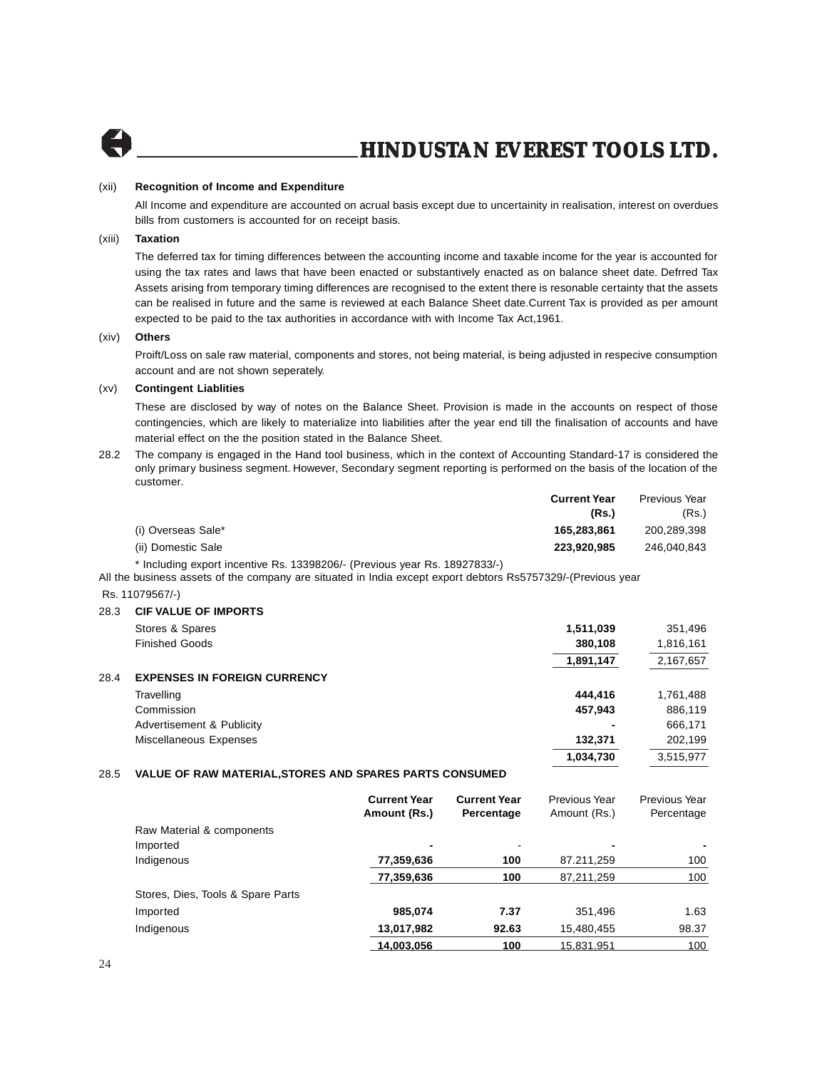(xii) **Recognition of Income and Expenditure**

All Income and expenditure are accounted on acrual basis except due to uncertainity in realisation, interest on overdues bills from customers is accounted for on receipt basis.

(xiii) **Taxation**

The deferred tax for timing differences between the accounting income and taxable income for the year is accounted for using the tax rates and laws that have been enacted or substantively enacted as on balance sheet date. Defrred Tax Assets arising from temporary timing differences are recognised to the extent there is resonable certainty that the assets can be realised in future and the same is reviewed at each Balance Sheet date.Current Tax is provided as per amount expected to be paid to the tax authorities in accordance with with Income Tax Act,1961.

(xiv) **Others**

Proift/Loss on sale raw material, components and stores, not being material, is being adjusted in respecive consumption account and are not shown seperately.

(xv) **Contingent Liablities**

These are disclosed by way of notes on the Balance Sheet. Provision is made in the accounts on respect of those contingencies, which are likely to materialize into liabilities after the year end till the finalisation of accounts and have material effect on the the position stated in the Balance Sheet.

28.2 The company is engaged in the Hand tool business, which in the context of Accounting Standard-17 is considered the only primary business segment. However, Secondary segment reporting is performed on the basis of the location of the customer.

| | **Current Year (Rs.)** | Previous Year (Rs.) |
|---|---|---|
| (i) Overseas Sale* | **165,283,861** | 200,289,398 |
| (ii) Domestic Sale | **223,920,985** | 246,040,843 |

\* Including export incentive Rs. 13398206/- (Previous year Rs. 18927833/-)

All the business assets of the company are situated in India except export debtors Rs5757329/-(Previous year Rs. 11079567/-)

28.3 **CIF VALUE OF IMPORTS**

| | | |
|---|---|---|
| Stores & Spares | **1,511,039** | 351,496 |
| Finished Goods | **380,108** | 1,816,161 |
| | **1,891,147** | 2,167,657 |

28.4 **EXPENSES IN FOREIGN CURRENCY**

| | | |
|---|---|---|
| Travelling | **444,416** | 1,761,488 |
| Commission | **457,943** | 886,119 |
| Advertisement & Publicity | **-** | 666,171 |
| Miscellaneous Expenses | **132,371** | 202,199 |
| | **1,034,730** | 3,515,977 |

28.5 **VALUE OF RAW MATERIAL,STORES AND SPARES PARTS CONSUMED**

| | **Current Year Amount (Rs.)** | **Current Year Percentage** | Previous Year Amount (Rs.) | Previous Year Percentage |
|---|---|---|---|---|
| Raw Material & components | | | | |
| Imported | **-** | - | **-** | **-** |
| Indigenous | **77,359,636** | **100** | 87.211,259 | 100 |
| | **77,359,636** | **100** | 87,211,259 | 100 |
| Stores, Dies, Tools & Spare Parts | | | | |
| Imported | **985,074** | **7.37** | 351,496 | 1.63 |
| Indigenous | **13,017,982** | **92.63** | 15,480,455 | 98.37 |
| | **14,003,056** | **100** | 15,831,951 | 100 |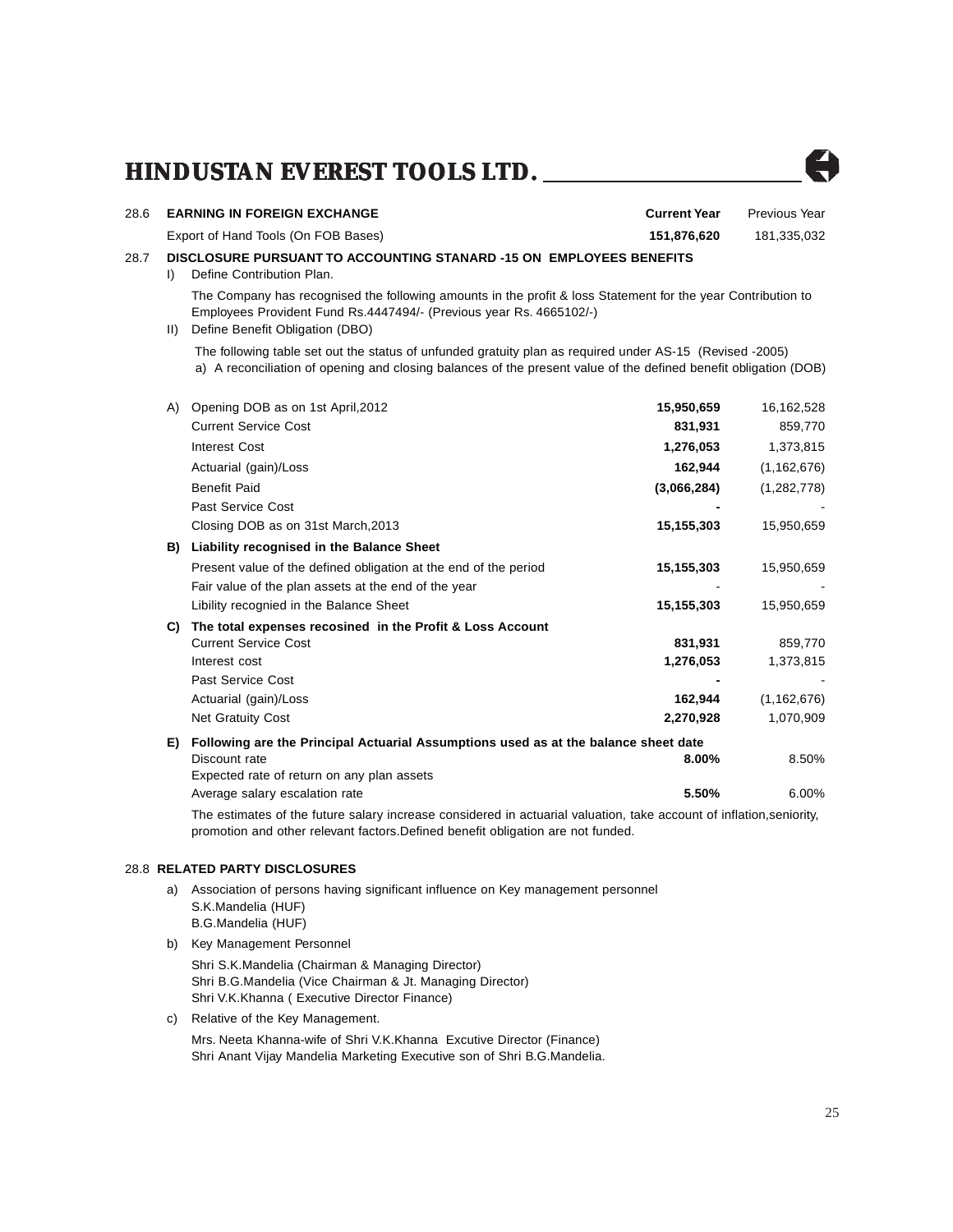| 28.6 | EARNING IN FOREIGN EXCHANGE | Current Year | Previous Year |
|---|---|---|---|
| | Export of Hand Tools (On FOB Bases) | 151,876,620 | 181,335,032 |

**28.7 DISCLOSURE PURSUANT TO ACCOUNTING STANARD -15 ON EMPLOYEES BENEFITS**

I) Define Contribution Plan.

The Company has recognised the following amounts in the profit & loss Statement for the year Contribution to Employees Provident Fund Rs.4447494/- (Previous year Rs. 4665102/-)

II) Define Benefit Obligation (DBO)

The following table set out the status of unfunded gratuity plan as required under AS-15 (Revised -2005)

a) A reconciliation of opening and closing balances of the present value of the defined benefit obligation (DOB)

| | | Current Year | Previous Year |
|---|---|---|---|
| A) | Opening DOB as on 1st April,2012 | 15,950,659 | 16,162,528 |
| | Current Service Cost | 831,931 | 859,770 |
| | Interest Cost | 1,276,053 | 1,373,815 |
| | Actuarial (gain)/Loss | 162,944 | (1,162,676) |
| | Benefit Paid | (3,066,284) | (1,282,778) |
| | Past Service Cost | - | - |
| | Closing DOB as on 31st March,2013 | 15,155,303 | 15,950,659 |
| **B)** | **Liability recognised in the Balance Sheet** | | |
| | Present value of the defined obligation at the end of the period | 15,155,303 | 15,950,659 |
| | Fair value of the plan assets at the end of the year | - | - |
| | Libility recognied in the Balance Sheet | 15,155,303 | 15,950,659 |
| **C)** | **The total expenses recosined in the Profit & Loss Account** | | |
| | Current Service Cost | 831,931 | 859,770 |
| | Interest cost | 1,276,053 | 1,373,815 |
| | Past Service Cost | - | - |
| | Actuarial (gain)/Loss | 162,944 | (1,162,676) |
| | Net Gratuity Cost | 2,270,928 | 1,070,909 |
| **E)** | **Following are the Principal Actuarial Assumptions used as at the balance sheet date** | | |
| | Discount rate | 8.00% | 8.50% |
| | Expected rate of return on any plan assets | | |
| | Average salary escalation rate | 5.50% | 6.00% |

The estimates of the future salary increase considered in actuarial valuation, take account of inflation,seniority, promotion and other relevant factors.Defined benefit obligation are not funded.

**28.8 RELATED PARTY DISCLOSURES**

a) Association of persons having significant influence on Key management personnel
S.K.Mandelia (HUF)
B.G.Mandelia (HUF)

b) Key Management Personnel

Shri S.K.Mandelia (Chairman & Managing Director)
Shri B.G.Mandelia (Vice Chairman & Jt. Managing Director)
Shri V.K.Khanna ( Executive Director Finance)

c) Relative of the Key Management.

Mrs. Neeta Khanna-wife of Shri V.K.Khanna Excutive Director (Finance)
Shri Anant Vijay Mandelia Marketing Executive son of Shri B.G.Mandelia.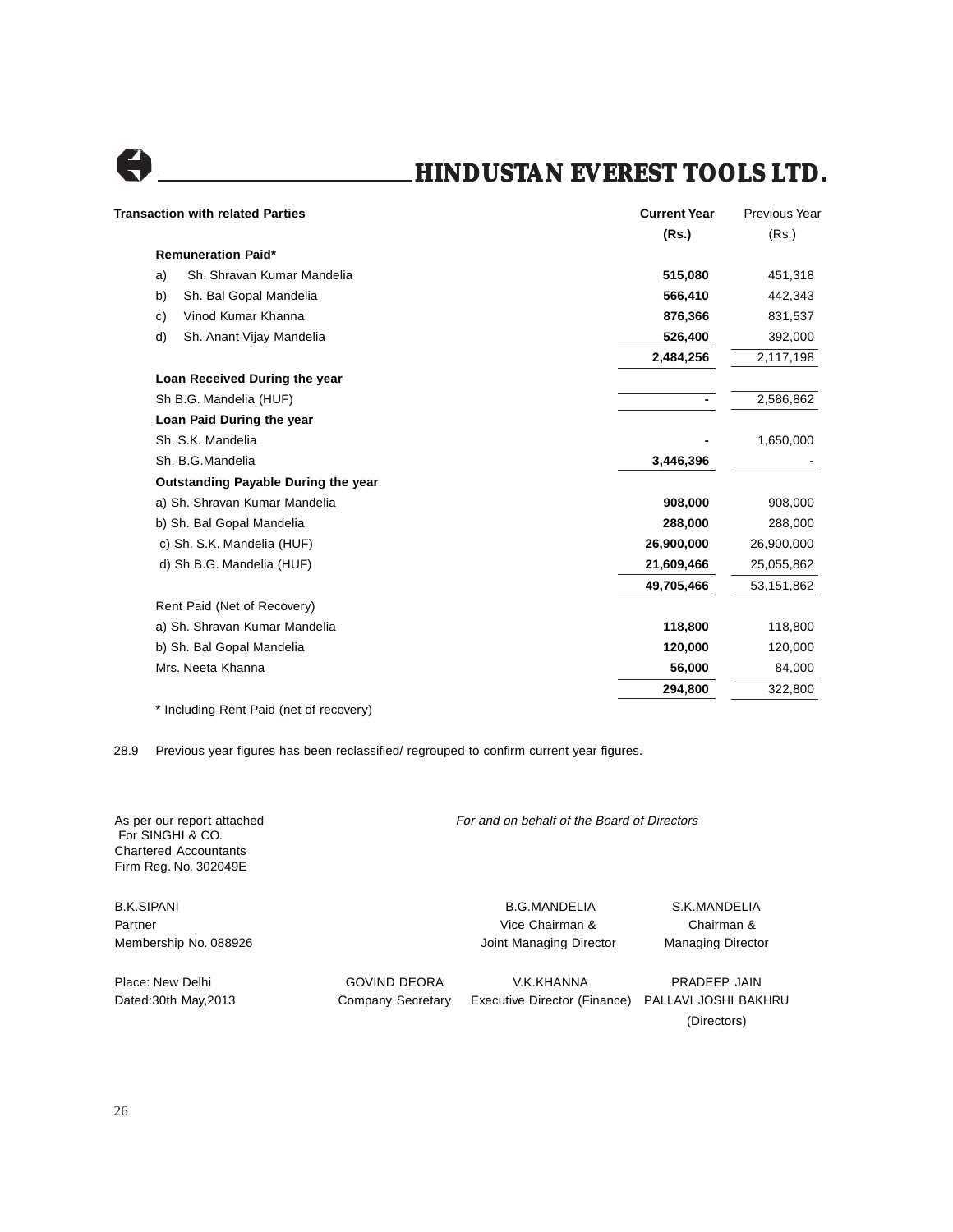| Transaction with related Parties | Current Year (Rs.) | Previous Year (Rs.) |
|---|---|---|
| **Remuneration Paid*** | | |
| a) Sh. Shravan Kumar Mandelia | **515,080** | 451,318 |
| b) Sh. Bal Gopal Mandelia | **566,410** | 442,343 |
| c) Vinod Kumar Khanna | **876,366** | 831,537 |
| d) Sh. Anant Vijay Mandelia | **526,400** | 392,000 |
| | **2,484,256** | 2,117,198 |
| **Loan Received During the year** | | |
| Sh B.G. Mandelia (HUF) | **-** | 2,586,862 |
| **Loan Paid During the year** | | |
| Sh. S.K. Mandelia | **-** | 1,650,000 |
| Sh. B.G.Mandelia | **3,446,396** | - |
| **Outstanding Payable During the year** | | |
| a) Sh. Shravan Kumar Mandelia | **908,000** | 908,000 |
| b) Sh. Bal Gopal Mandelia | **288,000** | 288,000 |
| c) Sh. S.K. Mandelia (HUF) | **26,900,000** | 26,900,000 |
| d) Sh B.G. Mandelia (HUF) | **21,609,466** | 25,055,862 |
| | **49,705,466** | 53,151,862 |
| Rent Paid (Net of Recovery) | | |
| a) Sh. Shravan Kumar Mandelia | **118,800** | 118,800 |
| b) Sh. Bal Gopal Mandelia | **120,000** | 120,000 |
| Mrs. Neeta Khanna | **56,000** | 84,000 |
| | **294,800** | 322,800 |

* Including Rent Paid (net of recovery)

28.9 Previous year figures has been reclassified/ regrouped to confirm current year figures.

As per our report attached
For SINGHI & CO.
Chartered Accountants
Firm Reg. No. 302049E

*For and on behalf of the Board of Directors*

B.K.SIPANI
Partner
Membership No. 088926

B.G.MANDELIA
Vice Chairman &
Joint Managing Director

S.K.MANDELIA
Chairman &
Managing Director

Place: New Delhi
Dated:30th May,2013

GOVIND DEORA
Company Secretary

V.K.KHANNA
Executive Director (Finance)

PRADEEP JAIN
PALLAVI JOSHI BAKHRU
(Directors)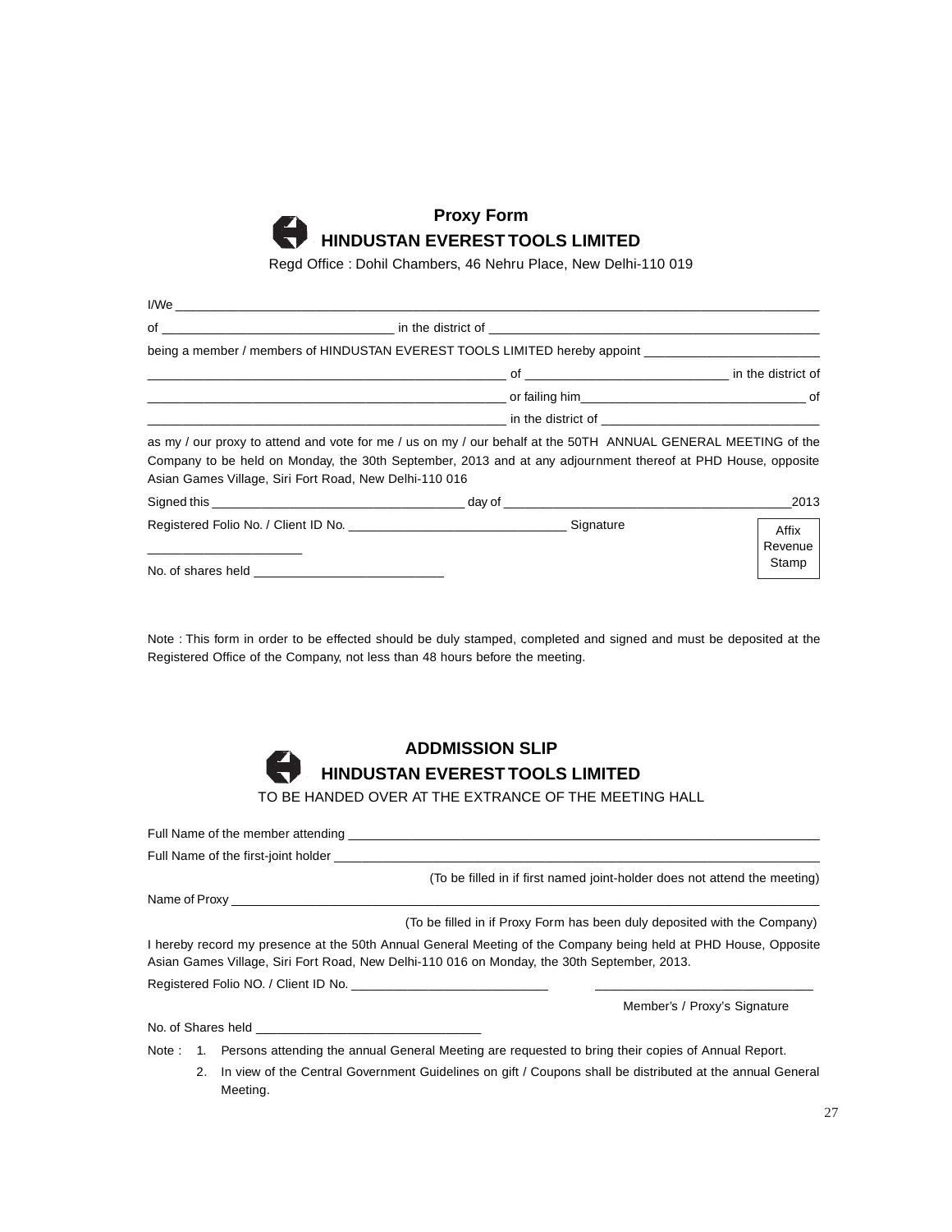# Proxy Form

## HINDUSTAN EVEREST TOOLS LIMITED

Regd Office : Dohil Chambers, 46 Nehru Place, New Delhi-110 019

I/We ____________________________________________________________________________________

of ________________________________ in the district of ______________________________________________

being a member / members of HINDUSTAN EVEREST TOOLS LIMITED hereby appoint _________________________

__________________________________________________ of ____________________________ in the district of

__________________________________________________ or failing him________________________________ of

__________________________________________________ in the district of ______________________________

as my / our proxy to attend and vote for me / us on my / our behalf at the 50TH ANNUAL GENERAL MEETING of the Company to be held on Monday, the 30th September, 2013 and at any adjournment thereof at PHD House, opposite Asian Games Village, Siri Fort Road, New Delhi-110 016

Signed this ___________________________________ day of ________________________________________2013

Registered Folio No. / Client ID No. ______________________________ Signature

______________________

No. of shares held ___________________________

Affix Revenue Stamp

Note : This form in order to be effected should be duly stamped, completed and signed and must be deposited at the Registered Office of the Company, not less than 48 hours before the meeting.

# ADDMISSION SLIP

## HINDUSTAN EVEREST TOOLS LIMITED

TO BE HANDED OVER AT THE EXTRANCE OF THE MEETING HALL

Full Name of the member attending _________________________________________________________________

Full Name of the first-joint holder __________________________________________________________________

(To be filled in if first named joint-holder does not attend the meeting)

Name of Proxy ______________________________________________________________________________

(To be filled in if Proxy Form has been duly deposited with the Company)

I hereby record my presence at the 50th Annual General Meeting of the Company being held at PHD House, Opposite Asian Games Village, Siri Fort Road, New Delhi-110 016 on Monday, the 30th September, 2013.

Registered Folio NO. / Client ID No. ____________________________ ______________________________

Member's / Proxy's Signature

No. of Shares held ________________________________

Note :
1. Persons attending the annual General Meeting are requested to bring their copies of Annual Report.
2. In view of the Central Government Guidelines on gift / Coupons shall be distributed at the annual General Meeting.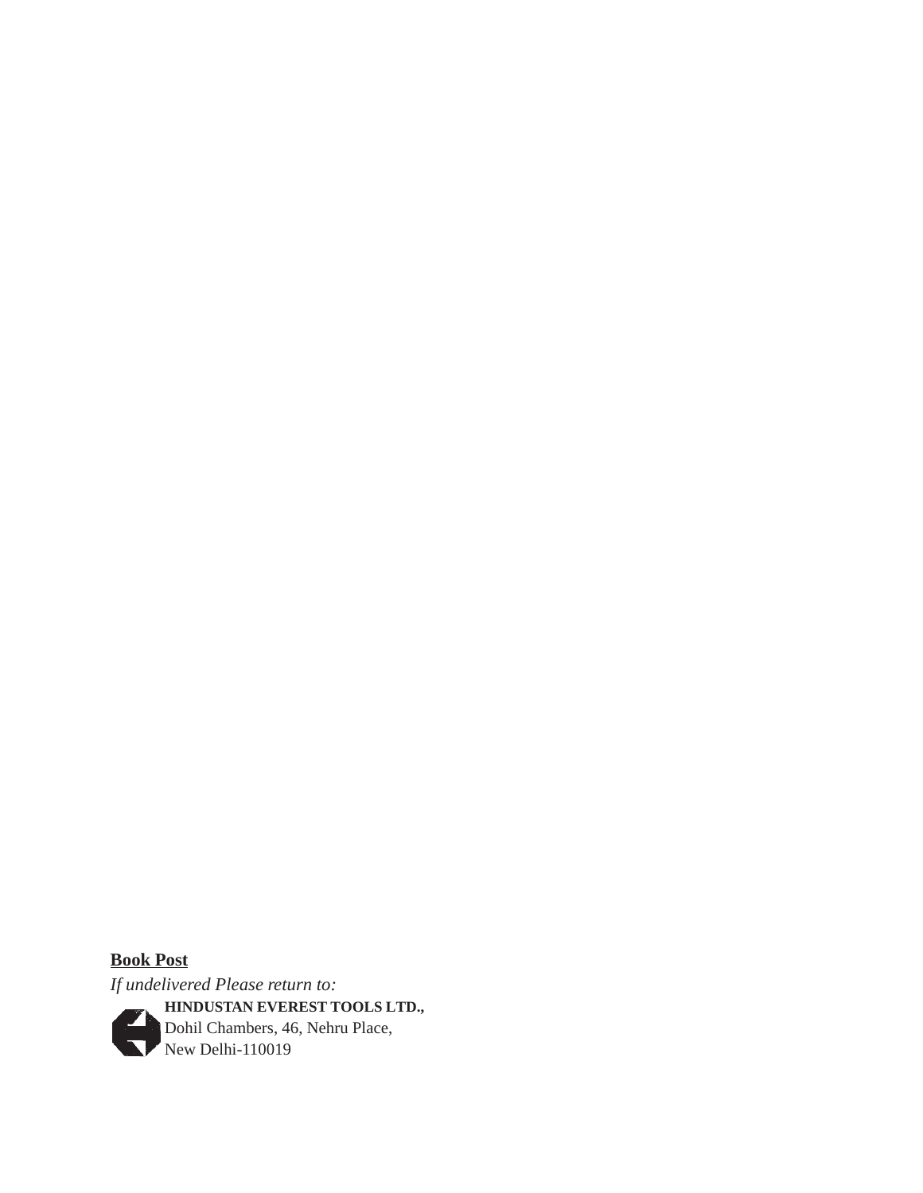**Book Post**

*If undelivered Please return to:*

**HINDUSTAN EVEREST TOOLS LTD.,**
Dohil Chambers, 46, Nehru Place,
New Delhi-110019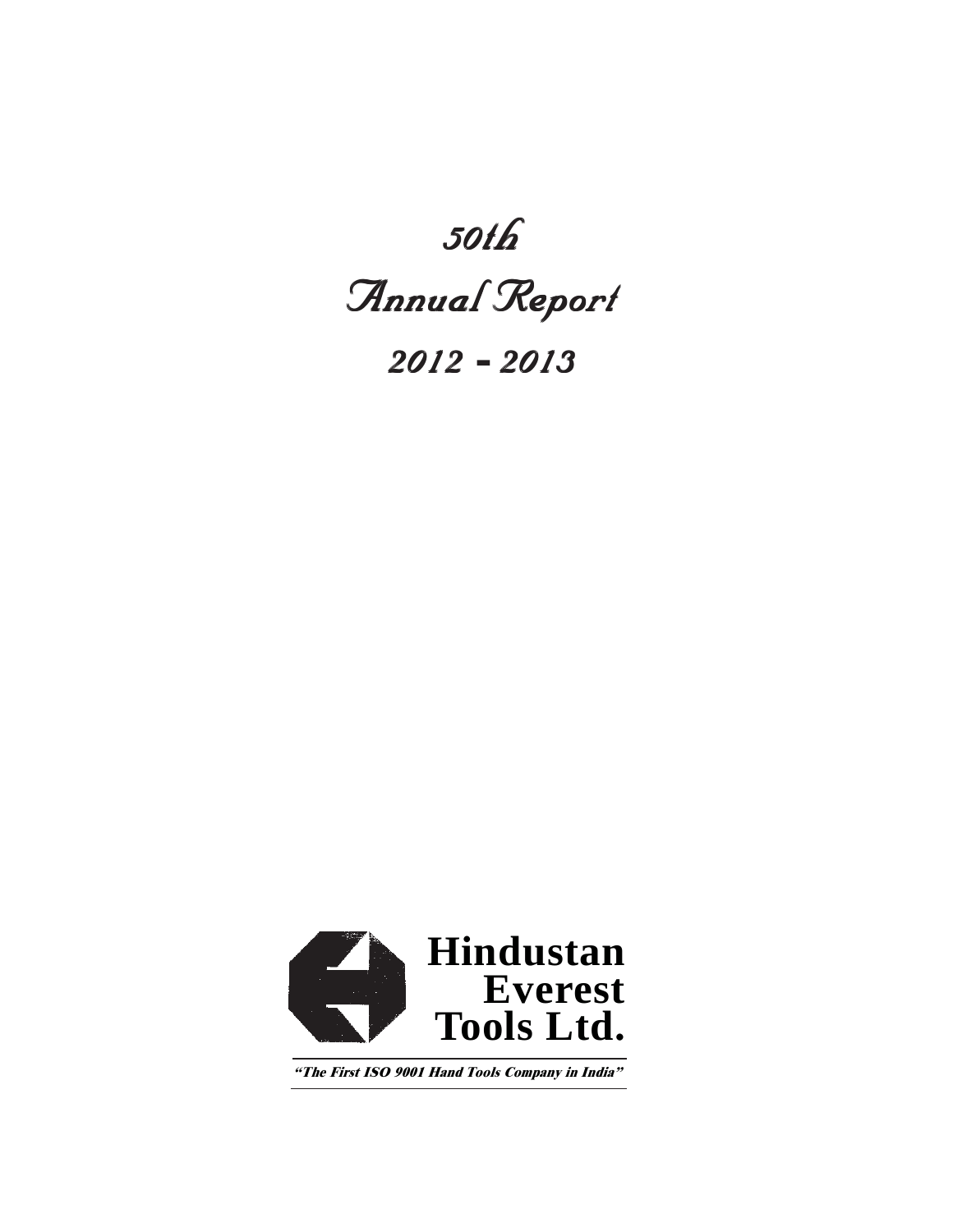# 50th

# Annual Report

## 2012 - 2013

**Hindustan Everest Tools Ltd.**

***"The First ISO 9001 Hand Tools Company in India"***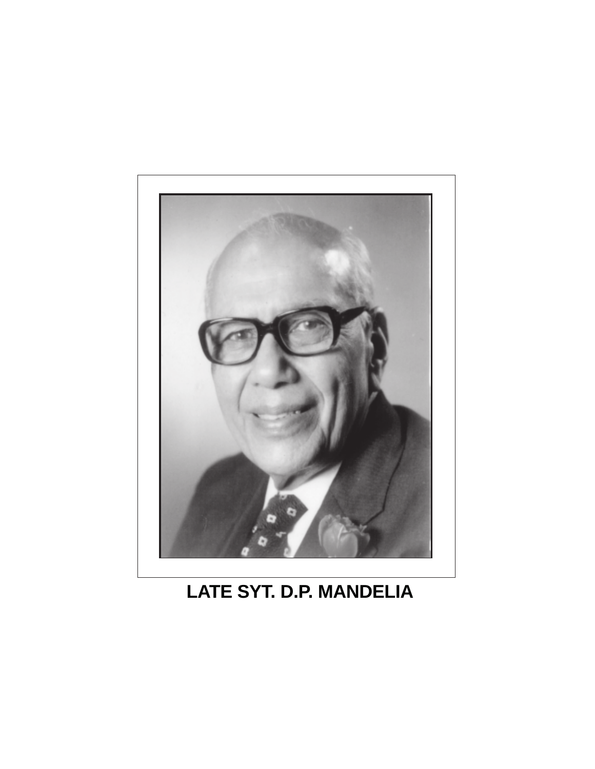**LATE SYT. D.P. MANDELIA**